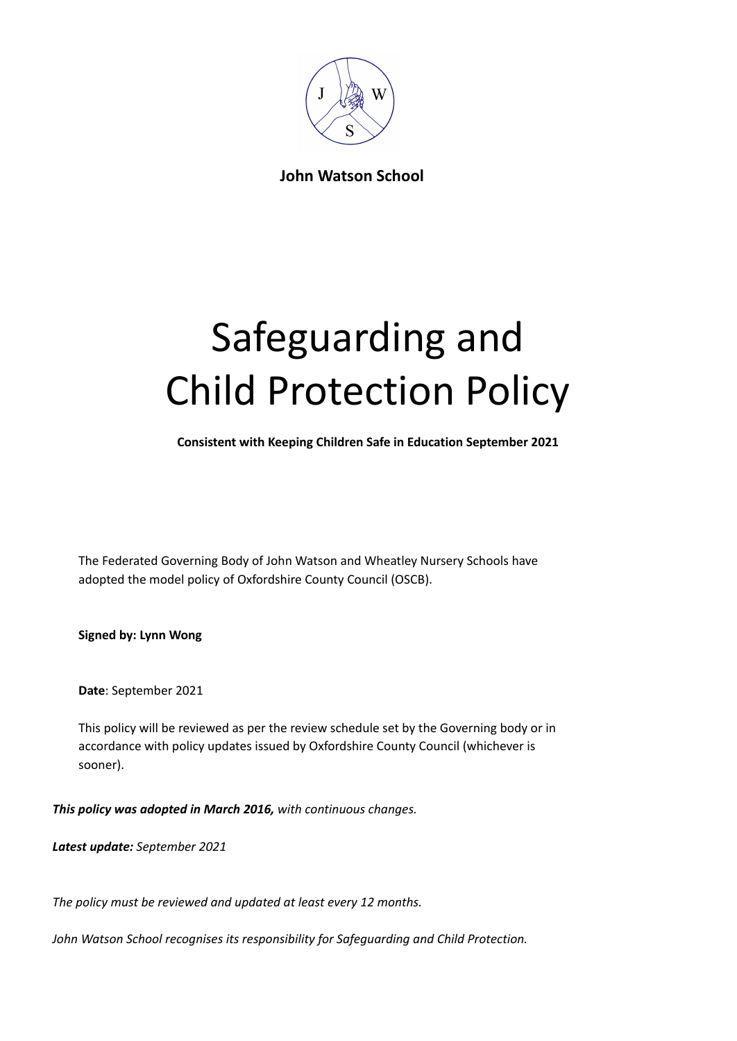**John Watson School**

# Safeguarding and Child Protection Policy

**Consistent with Keeping Children Safe in Education September 2021**

The Federated Governing Body of John Watson and Wheatley Nursery Schools have adopted the model policy of Oxfordshire County Council (OSCB).

**Signed by: Lynn Wong**

**Date**: September 2021

This policy will be reviewed as per the review schedule set by the Governing body or in accordance with policy updates issued by Oxfordshire County Council (whichever is sooner).

***This policy was adopted in March 2016,*** *with continuous changes.*

***Latest update:*** *September 2021*

*The policy must be reviewed and updated at least every 12 months.*

*John Watson School recognises its responsibility for Safeguarding and Child Protection.*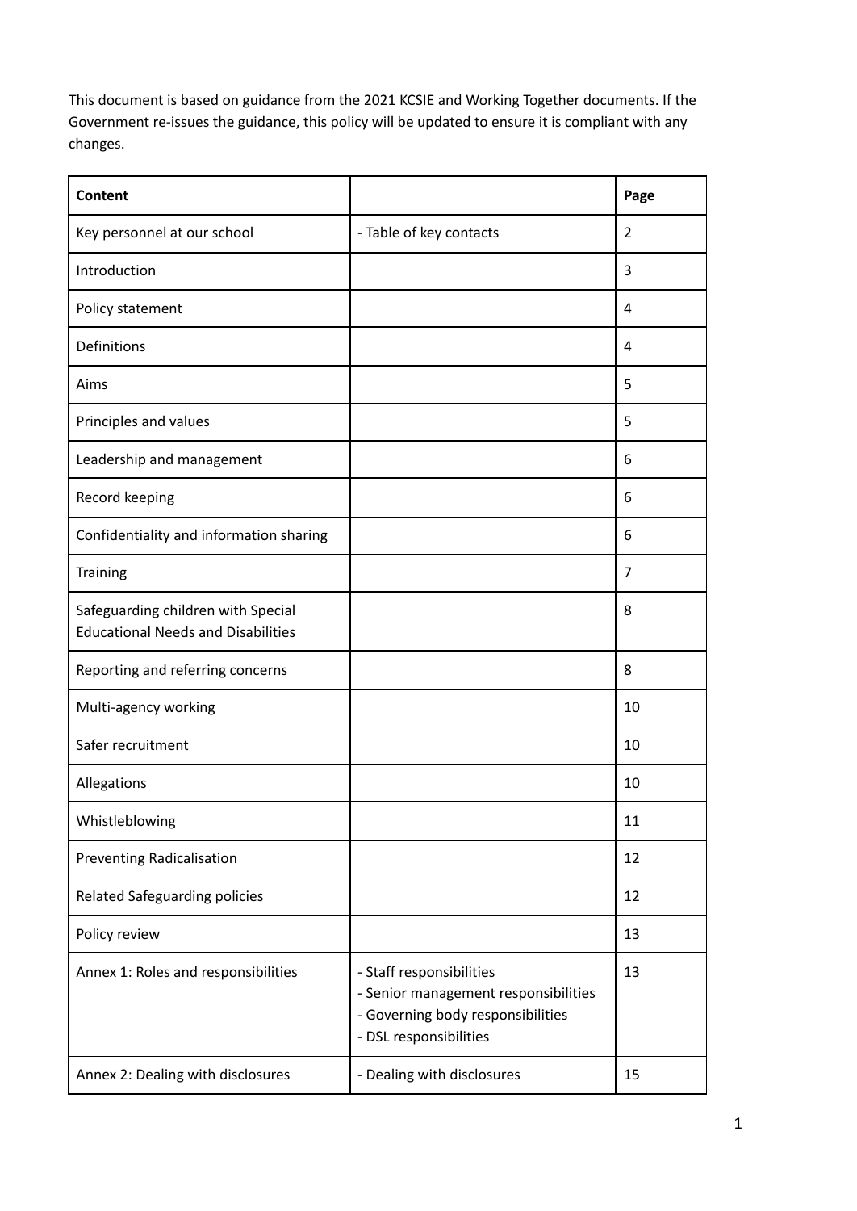This document is based on guidance from the 2021 KCSIE and Working Together documents. If the Government re-issues the guidance, this policy will be updated to ensure it is compliant with any changes.

| **Content** | | **Page** |
|---|---|---|
| Key personnel at our school | - Table of key contacts | 2 |
| Introduction | | 3 |
| Policy statement | | 4 |
| Definitions | | 4 |
| Aims | | 5 |
| Principles and values | | 5 |
| Leadership and management | | 6 |
| Record keeping | | 6 |
| Confidentiality and information sharing | | 6 |
| Training | | 7 |
| Safeguarding children with Special Educational Needs and Disabilities | | 8 |
| Reporting and referring concerns | | 8 |
| Multi-agency working | | 10 |
| Safer recruitment | | 10 |
| Allegations | | 10 |
| Whistleblowing | | 11 |
| Preventing Radicalisation | | 12 |
| Related Safeguarding policies | | 12 |
| Policy review | | 13 |
| Annex 1: Roles and responsibilities | - Staff responsibilities<br>- Senior management responsibilities<br>- Governing body responsibilities<br>- DSL responsibilities | 13 |
| Annex 2: Dealing with disclosures | - Dealing with disclosures | 15 |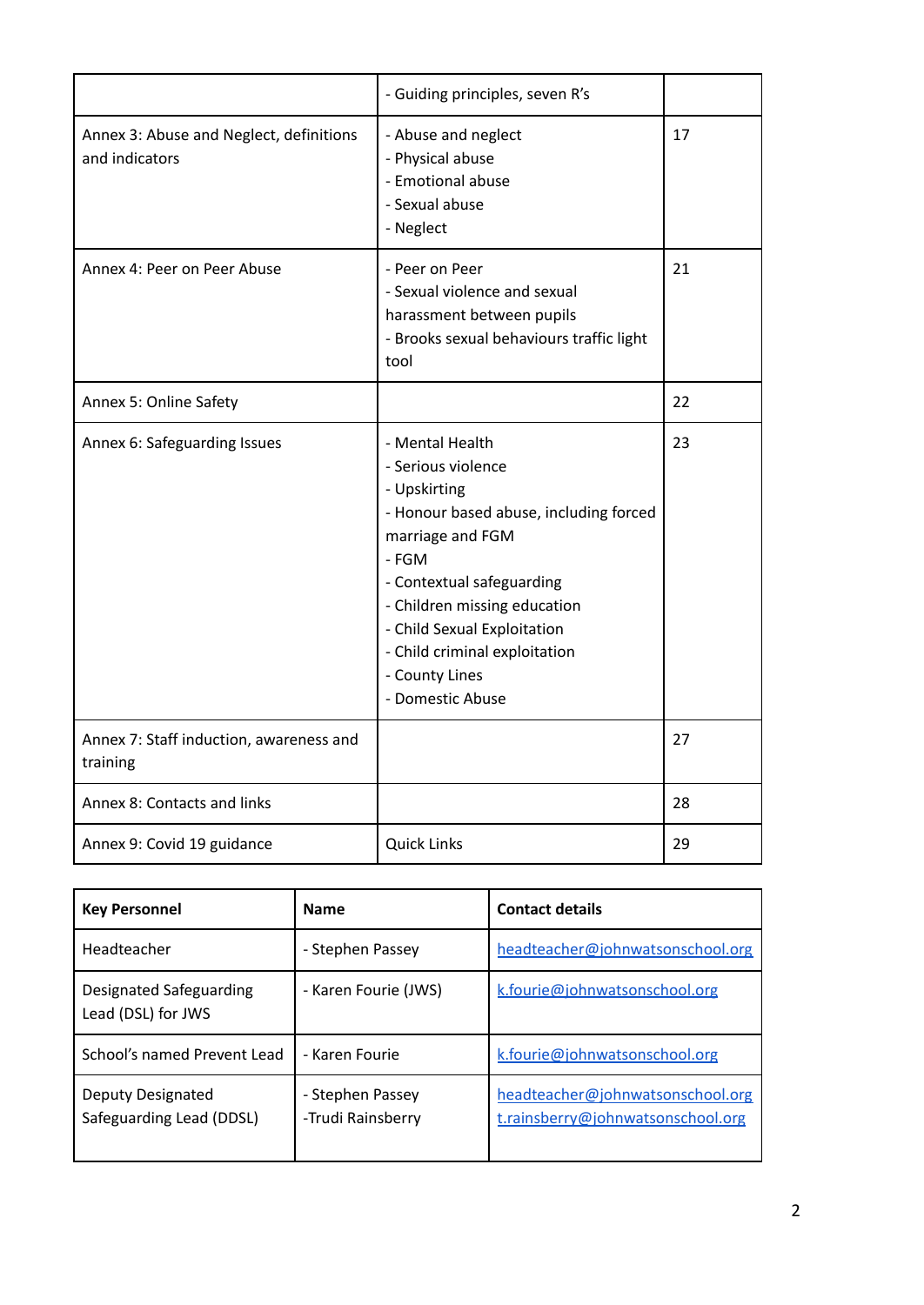|  |  |  |
|---|---|---|
|  | - Guiding principles, seven R's |  |
| Annex 3: Abuse and Neglect, definitions and indicators | - Abuse and neglect<br>- Physical abuse<br>- Emotional abuse<br>- Sexual abuse<br>- Neglect | 17 |
| Annex 4: Peer on Peer Abuse | - Peer on Peer<br>- Sexual violence and sexual harassment between pupils<br>- Brooks sexual behaviours traffic light tool | 21 |
| Annex 5: Online Safety |  | 22 |
| Annex 6: Safeguarding Issues | - Mental Health<br>- Serious violence<br>- Upskirting<br>- Honour based abuse, including forced marriage and FGM<br>- FGM<br>- Contextual safeguarding<br>- Children missing education<br>- Child Sexual Exploitation<br>- Child criminal exploitation<br>- County Lines<br>- Domestic Abuse | 23 |
| Annex 7: Staff induction, awareness and training |  | 27 |
| Annex 8: Contacts and links |  | 28 |
| Annex 9: Covid 19 guidance | Quick Links | 29 |

| **Key Personnel** | **Name** | **Contact details** |
|---|---|---|
| Headteacher | - Stephen Passey | headteacher@johnwatsonschool.org |
| Designated Safeguarding Lead (DSL) for JWS | - Karen Fourie (JWS) | k.fourie@johnwatsonschool.org |
| School's named Prevent Lead | - Karen Fourie | k.fourie@johnwatsonschool.org |
| Deputy Designated Safeguarding Lead (DDSL) | - Stephen Passey<br>-Trudi Rainsberry | headteacher@johnwatsonschool.org<br>t.rainsberry@johnwatsonschool.org |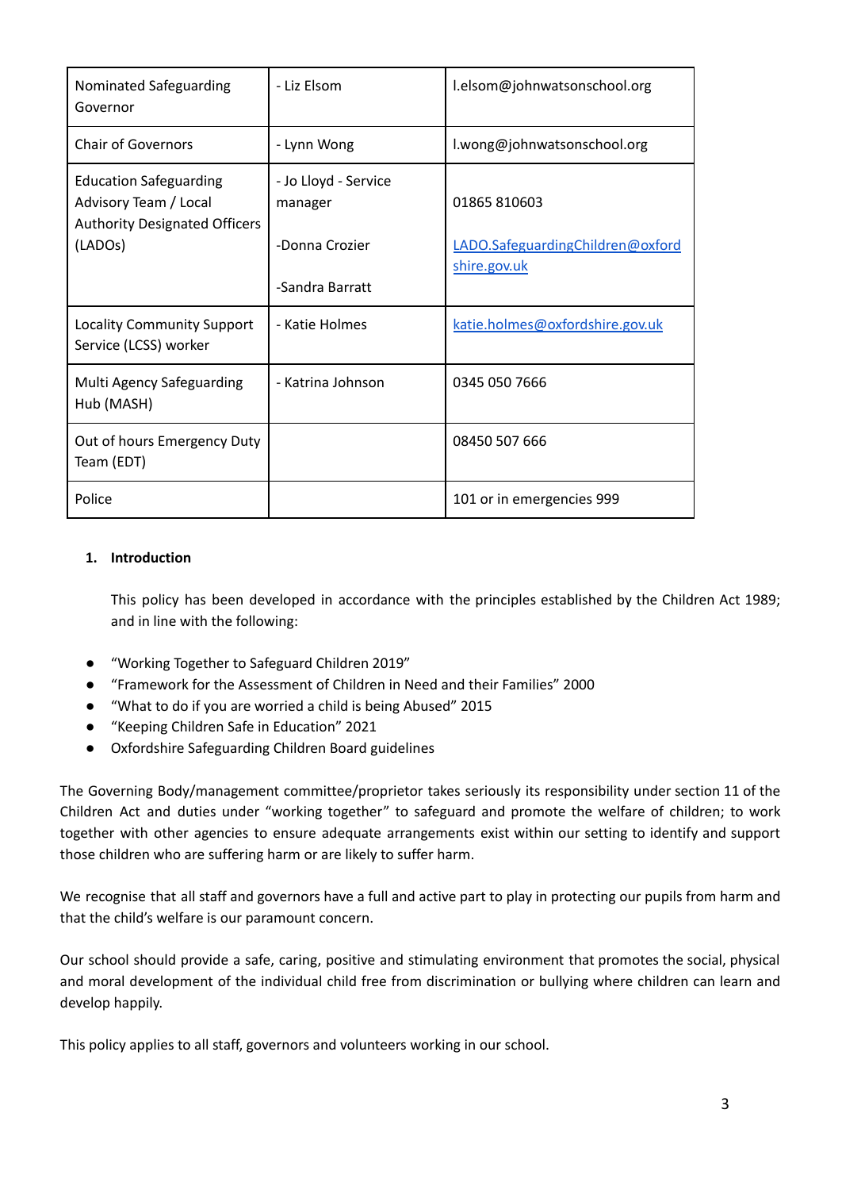| Nominated Safeguarding Governor | - Liz Elsom | l.elsom@johnwatsonschool.org |
|---|---|---|
| Chair of Governors | - Lynn Wong | l.wong@johnwatsonschool.org |
| Education Safeguarding Advisory Team / Local Authority Designated Officers (LADOs) | - Jo Lloyd - Service manager<br><br>-Donna Crozier<br><br>-Sandra Barratt | 01865 810603<br><br>LADO.SafeguardingChildren@oxfordshire.gov.uk |
| Locality Community Support Service (LCSS) worker | - Katie Holmes | katie.holmes@oxfordshire.gov.uk |
| Multi Agency Safeguarding Hub (MASH) | - Katrina Johnson | 0345 050 7666 |
| Out of hours Emergency Duty Team (EDT) | | 08450 507 666 |
| Police | | 101 or in emergencies 999 |

1. **Introduction**

This policy has been developed in accordance with the principles established by the Children Act 1989; and in line with the following:

- "Working Together to Safeguard Children 2019"
- "Framework for the Assessment of Children in Need and their Families" 2000
- "What to do if you are worried a child is being Abused" 2015
- "Keeping Children Safe in Education" 2021
- Oxfordshire Safeguarding Children Board guidelines

The Governing Body/management committee/proprietor takes seriously its responsibility under section 11 of the Children Act and duties under "working together" to safeguard and promote the welfare of children; to work together with other agencies to ensure adequate arrangements exist within our setting to identify and support those children who are suffering harm or are likely to suffer harm.

We recognise that all staff and governors have a full and active part to play in protecting our pupils from harm and that the child's welfare is our paramount concern.

Our school should provide a safe, caring, positive and stimulating environment that promotes the social, physical and moral development of the individual child free from discrimination or bullying where children can learn and develop happily.

This policy applies to all staff, governors and volunteers working in our school.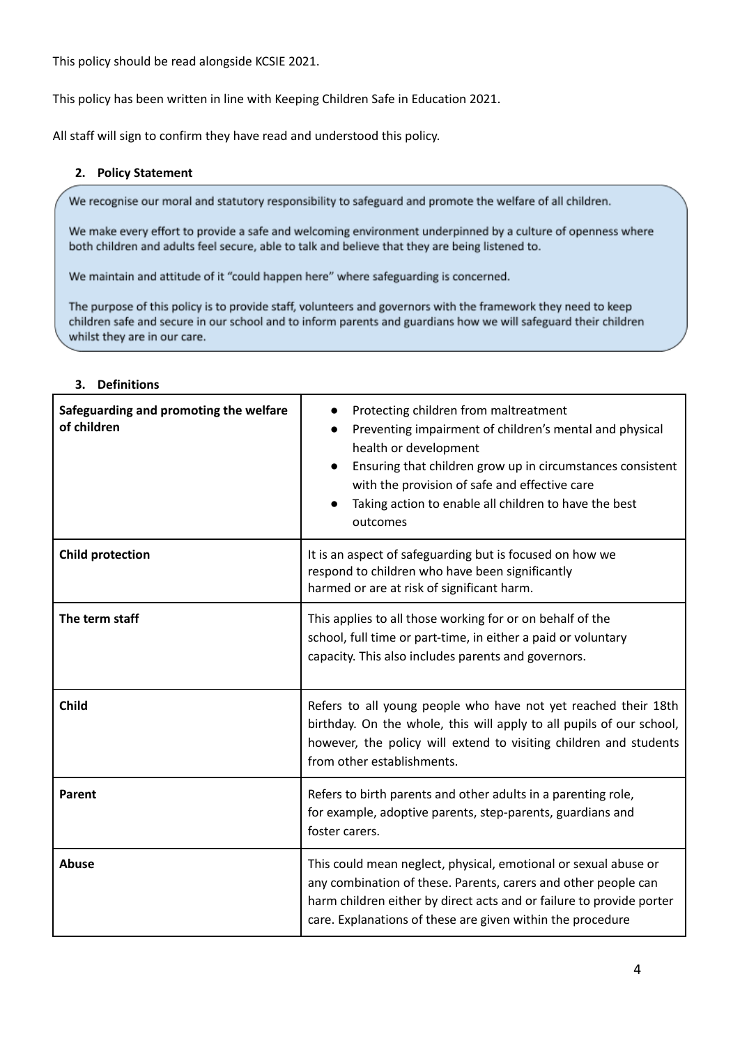This policy should be read alongside KCSIE 2021.

This policy has been written in line with Keeping Children Safe in Education 2021.

All staff will sign to confirm they have read and understood this policy.

## 2. Policy Statement

We recognise our moral and statutory responsibility to safeguard and promote the welfare of all children.

We make every effort to provide a safe and welcoming environment underpinned by a culture of openness where both children and adults feel secure, able to talk and believe that they are being listened to.

We maintain and attitude of it "could happen here" where safeguarding is concerned.

The purpose of this policy is to provide staff, volunteers and governors with the framework they need to keep children safe and secure in our school and to inform parents and guardians how we will safeguard their children whilst they are in our care.

## 3. Definitions

| | |
|---|---|
| **Safeguarding and promoting the welfare of children** | • Protecting children from maltreatment<br>• Preventing impairment of children's mental and physical health or development<br>• Ensuring that children grow up in circumstances consistent with the provision of safe and effective care<br>• Taking action to enable all children to have the best outcomes |
| **Child protection** | It is an aspect of safeguarding but is focused on how we respond to children who have been significantly harmed or are at risk of significant harm. |
| **The term staff** | This applies to all those working for or on behalf of the school, full time or part-time, in either a paid or voluntary capacity. This also includes parents and governors. |
| **Child** | Refers to all young people who have not yet reached their 18th birthday. On the whole, this will apply to all pupils of our school, however, the policy will extend to visiting children and students from other establishments. |
| **Parent** | Refers to birth parents and other adults in a parenting role, for example, adoptive parents, step-parents, guardians and foster carers. |
| **Abuse** | This could mean neglect, physical, emotional or sexual abuse or any combination of these. Parents, carers and other people can harm children either by direct acts and or failure to provide porter care. Explanations of these are given within the procedure |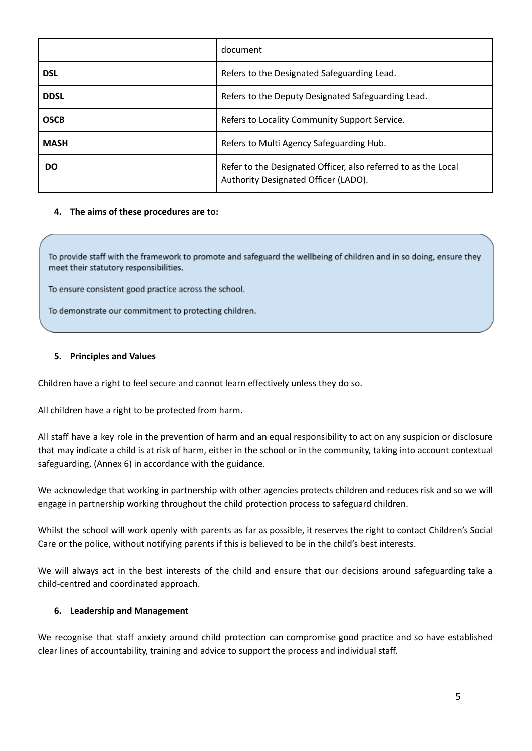| | document |
|---|---|
| **DSL** | Refers to the Designated Safeguarding Lead. |
| **DDSL** | Refers to the Deputy Designated Safeguarding Lead. |
| **OSCB** | Refers to Locality Community Support Service. |
| **MASH** | Refers to Multi Agency Safeguarding Hub. |
| **DO** | Refer to the Designated Officer, also referred to as the Local Authority Designated Officer (LADO). |

#### 4. The aims of these procedures are to:

To provide staff with the framework to promote and safeguard the wellbeing of children and in so doing, ensure they meet their statutory responsibilities.

To ensure consistent good practice across the school.

To demonstrate our commitment to protecting children.

#### 5. Principles and Values

Children have a right to feel secure and cannot learn effectively unless they do so.

All children have a right to be protected from harm.

All staff have a key role in the prevention of harm and an equal responsibility to act on any suspicion or disclosure that may indicate a child is at risk of harm, either in the school or in the community, taking into account contextual safeguarding, (Annex 6) in accordance with the guidance.

We acknowledge that working in partnership with other agencies protects children and reduces risk and so we will engage in partnership working throughout the child protection process to safeguard children.

Whilst the school will work openly with parents as far as possible, it reserves the right to contact Children's Social Care or the police, without notifying parents if this is believed to be in the child's best interests.

We will always act in the best interests of the child and ensure that our decisions around safeguarding take a child-centred and coordinated approach.

#### 6. Leadership and Management

We recognise that staff anxiety around child protection can compromise good practice and so have established clear lines of accountability, training and advice to support the process and individual staff.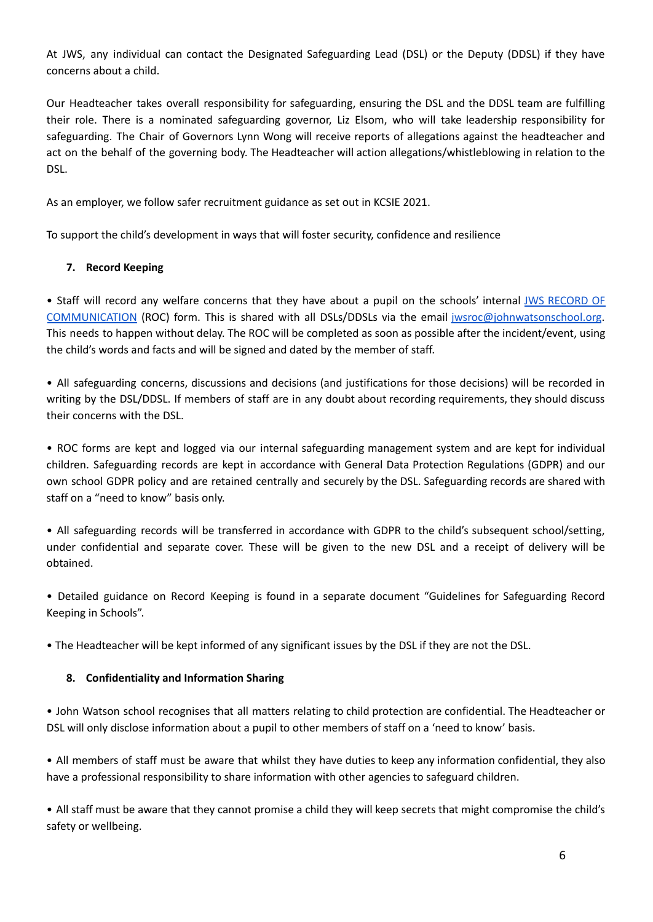At JWS, any individual can contact the Designated Safeguarding Lead (DSL) or the Deputy (DDSL) if they have concerns about a child.

Our Headteacher takes overall responsibility for safeguarding, ensuring the DSL and the DDSL team are fulfilling their role. There is a nominated safeguarding governor, Liz Elsom, who will take leadership responsibility for safeguarding. The Chair of Governors Lynn Wong will receive reports of allegations against the headteacher and act on the behalf of the governing body. The Headteacher will action allegations/whistleblowing in relation to the DSL.

As an employer, we follow safer recruitment guidance as set out in KCSIE 2021.

To support the child's development in ways that will foster security, confidence and resilience

## 7. Record Keeping

• Staff will record any welfare concerns that they have about a pupil on the schools' internal JWS RECORD OF COMMUNICATION (ROC) form. This is shared with all DSLs/DDSLs via the email jwsroc@johnwatsonschool.org. This needs to happen without delay. The ROC will be completed as soon as possible after the incident/event, using the child's words and facts and will be signed and dated by the member of staff.

• All safeguarding concerns, discussions and decisions (and justifications for those decisions) will be recorded in writing by the DSL/DDSL. If members of staff are in any doubt about recording requirements, they should discuss their concerns with the DSL.

• ROC forms are kept and logged via our internal safeguarding management system and are kept for individual children. Safeguarding records are kept in accordance with General Data Protection Regulations (GDPR) and our own school GDPR policy and are retained centrally and securely by the DSL. Safeguarding records are shared with staff on a "need to know" basis only.

• All safeguarding records will be transferred in accordance with GDPR to the child's subsequent school/setting, under confidential and separate cover. These will be given to the new DSL and a receipt of delivery will be obtained.

• Detailed guidance on Record Keeping is found in a separate document "Guidelines for Safeguarding Record Keeping in Schools".

• The Headteacher will be kept informed of any significant issues by the DSL if they are not the DSL.

## 8. Confidentiality and Information Sharing

• John Watson school recognises that all matters relating to child protection are confidential. The Headteacher or DSL will only disclose information about a pupil to other members of staff on a 'need to know' basis.

• All members of staff must be aware that whilst they have duties to keep any information confidential, they also have a professional responsibility to share information with other agencies to safeguard children.

• All staff must be aware that they cannot promise a child they will keep secrets that might compromise the child's safety or wellbeing.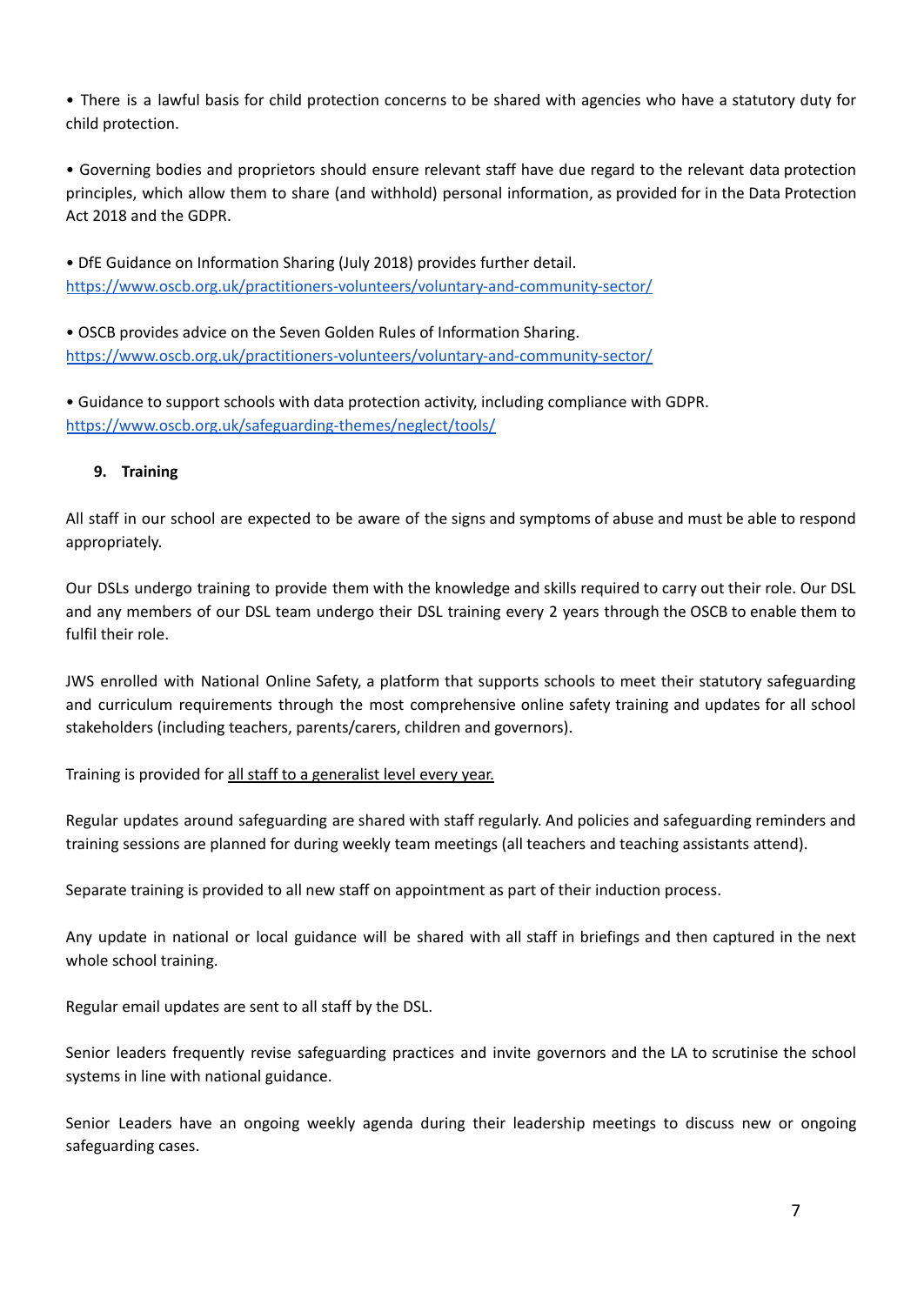• There is a lawful basis for child protection concerns to be shared with agencies who have a statutory duty for child protection.

• Governing bodies and proprietors should ensure relevant staff have due regard to the relevant data protection principles, which allow them to share (and withhold) personal information, as provided for in the Data Protection Act 2018 and the GDPR.

• DfE Guidance on Information Sharing (July 2018) provides further detail.
[https://www.oscb.org.uk/practitioners-volunteers/voluntary-and-community-sector/](https://www.oscb.org.uk/practitioners-volunteers/voluntary-and-community-sector/)

• OSCB provides advice on the Seven Golden Rules of Information Sharing.
[https://www.oscb.org.uk/practitioners-volunteers/voluntary-and-community-sector/](https://www.oscb.org.uk/practitioners-volunteers/voluntary-and-community-sector/)

• Guidance to support schools with data protection activity, including compliance with GDPR.
[https://www.oscb.org.uk/safeguarding-themes/neglect/tools/](https://www.oscb.org.uk/safeguarding-themes/neglect/tools/)

## 9. Training

All staff in our school are expected to be aware of the signs and symptoms of abuse and must be able to respond appropriately.

Our DSLs undergo training to provide them with the knowledge and skills required to carry out their role. Our DSL and any members of our DSL team undergo their DSL training every 2 years through the OSCB to enable them to fulfil their role.

JWS enrolled with National Online Safety, a platform that supports schools to meet their statutory safeguarding and curriculum requirements through the most comprehensive online safety training and updates for all school stakeholders (including teachers, parents/carers, children and governors).

Training is provided for <u>all staff to a generalist level every year.</u>

Regular updates around safeguarding are shared with staff regularly. And policies and safeguarding reminders and training sessions are planned for during weekly team meetings (all teachers and teaching assistants attend).

Separate training is provided to all new staff on appointment as part of their induction process.

Any update in national or local guidance will be shared with all staff in briefings and then captured in the next whole school training.

Regular email updates are sent to all staff by the DSL.

Senior leaders frequently revise safeguarding practices and invite governors and the LA to scrutinise the school systems in line with national guidance.

Senior Leaders have an ongoing weekly agenda during their leadership meetings to discuss new or ongoing safeguarding cases.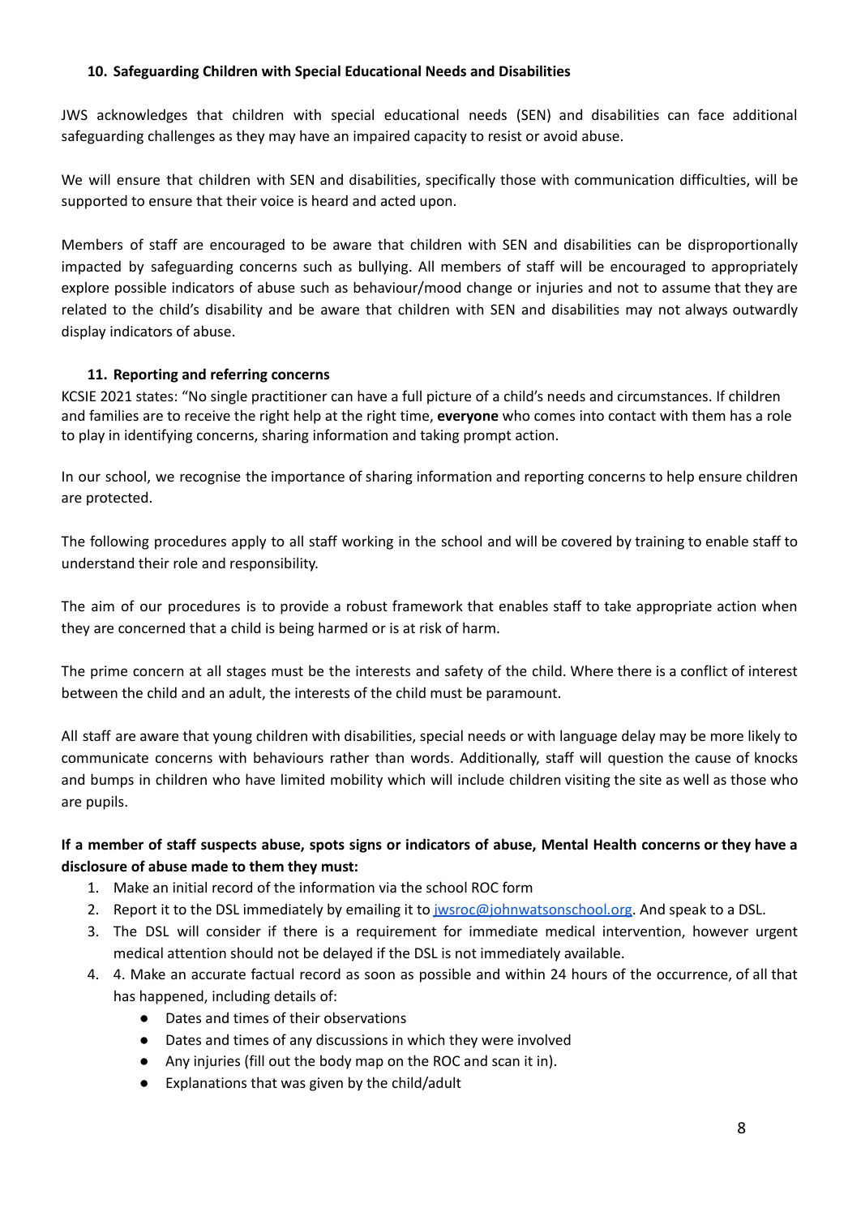## 10. Safeguarding Children with Special Educational Needs and Disabilities

JWS acknowledges that children with special educational needs (SEN) and disabilities can face additional safeguarding challenges as they may have an impaired capacity to resist or avoid abuse.

We will ensure that children with SEN and disabilities, specifically those with communication difficulties, will be supported to ensure that their voice is heard and acted upon.

Members of staff are encouraged to be aware that children with SEN and disabilities can be disproportionally impacted by safeguarding concerns such as bullying. All members of staff will be encouraged to appropriately explore possible indicators of abuse such as behaviour/mood change or injuries and not to assume that they are related to the child's disability and be aware that children with SEN and disabilities may not always outwardly display indicators of abuse.

## 11. Reporting and referring concerns

KCSIE 2021 states: "No single practitioner can have a full picture of a child's needs and circumstances. If children and families are to receive the right help at the right time, **everyone** who comes into contact with them has a role to play in identifying concerns, sharing information and taking prompt action.

In our school, we recognise the importance of sharing information and reporting concerns to help ensure children are protected.

The following procedures apply to all staff working in the school and will be covered by training to enable staff to understand their role and responsibility.

The aim of our procedures is to provide a robust framework that enables staff to take appropriate action when they are concerned that a child is being harmed or is at risk of harm.

The prime concern at all stages must be the interests and safety of the child. Where there is a conflict of interest between the child and an adult, the interests of the child must be paramount.

All staff are aware that young children with disabilities, special needs or with language delay may be more likely to communicate concerns with behaviours rather than words. Additionally, staff will question the cause of knocks and bumps in children who have limited mobility which will include children visiting the site as well as those who are pupils.

**If a member of staff suspects abuse, spots signs or indicators of abuse, Mental Health concerns or they have a disclosure of abuse made to them they must:**

1. Make an initial record of the information via the school ROC form
2. Report it to the DSL immediately by emailing it to [jwsroc@johnwatsonschool.org](mailto:jwsroc@johnwatsonschool.org). And speak to a DSL.
3. The DSL will consider if there is a requirement for immediate medical intervention, however urgent medical attention should not be delayed if the DSL is not immediately available.
4. 4. Make an accurate factual record as soon as possible and within 24 hours of the occurrence, of all that has happened, including details of:
   - Dates and times of their observations
   - Dates and times of any discussions in which they were involved
   - Any injuries (fill out the body map on the ROC and scan it in).
   - Explanations that was given by the child/adult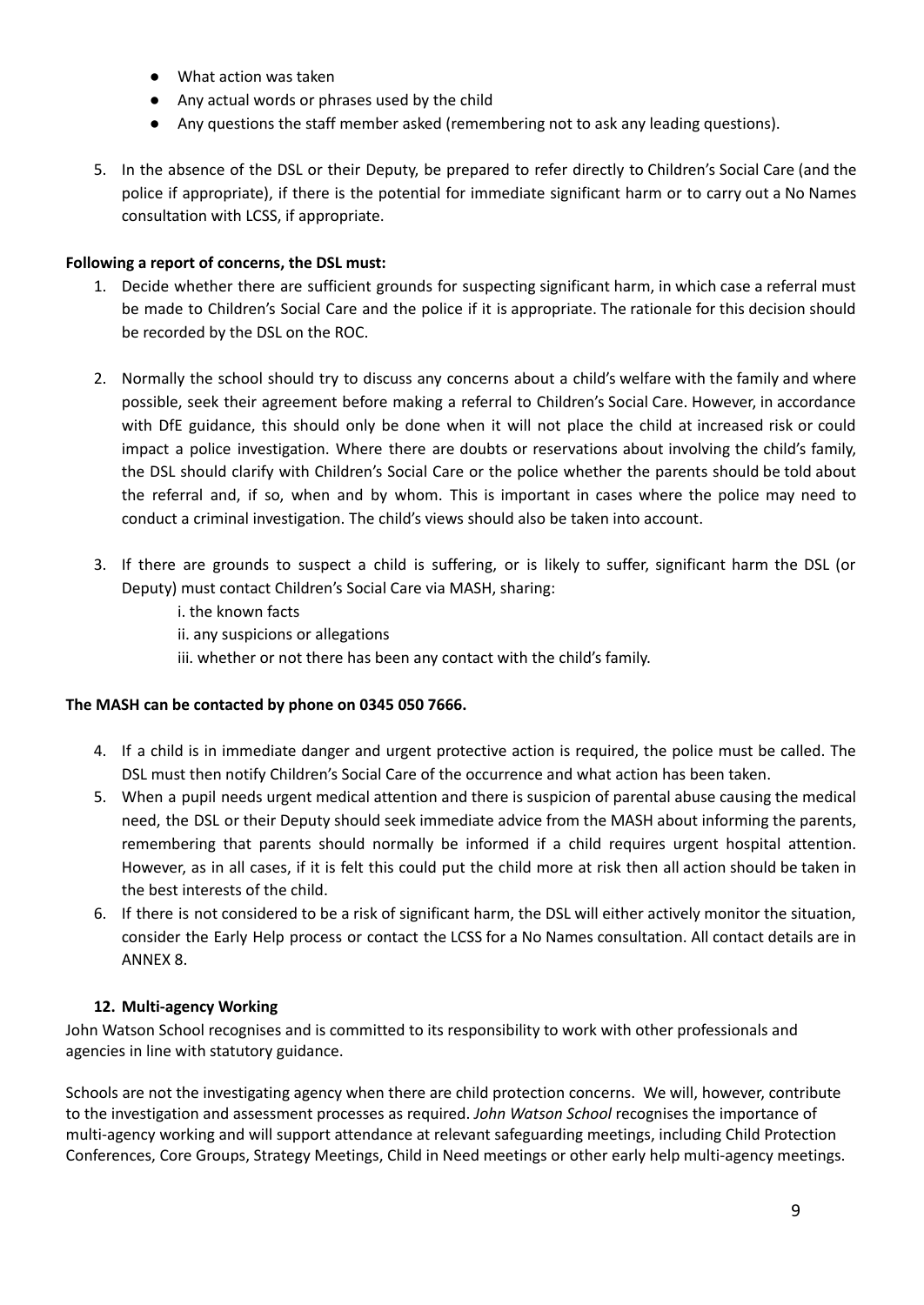- What action was taken
- Any actual words or phrases used by the child
- Any questions the staff member asked (remembering not to ask any leading questions).

5. In the absence of the DSL or their Deputy, be prepared to refer directly to Children's Social Care (and the police if appropriate), if there is the potential for immediate significant harm or to carry out a No Names consultation with LCSS, if appropriate.

**Following a report of concerns, the DSL must:**

1. Decide whether there are sufficient grounds for suspecting significant harm, in which case a referral must be made to Children's Social Care and the police if it is appropriate. The rationale for this decision should be recorded by the DSL on the ROC.

2. Normally the school should try to discuss any concerns about a child's welfare with the family and where possible, seek their agreement before making a referral to Children's Social Care. However, in accordance with DfE guidance, this should only be done when it will not place the child at increased risk or could impact a police investigation. Where there are doubts or reservations about involving the child's family, the DSL should clarify with Children's Social Care or the police whether the parents should be told about the referral and, if so, when and by whom. This is important in cases where the police may need to conduct a criminal investigation. The child's views should also be taken into account.

3. If there are grounds to suspect a child is suffering, or is likely to suffer, significant harm the DSL (or Deputy) must contact Children's Social Care via MASH, sharing:
   i. the known facts
   ii. any suspicions or allegations
   iii. whether or not there has been any contact with the child's family.

**The MASH can be contacted by phone on 0345 050 7666.**

4. If a child is in immediate danger and urgent protective action is required, the police must be called. The DSL must then notify Children's Social Care of the occurrence and what action has been taken.
5. When a pupil needs urgent medical attention and there is suspicion of parental abuse causing the medical need, the DSL or their Deputy should seek immediate advice from the MASH about informing the parents, remembering that parents should normally be informed if a child requires urgent hospital attention. However, as in all cases, if it is felt this could put the child more at risk then all action should be taken in the best interests of the child.
6. If there is not considered to be a risk of significant harm, the DSL will either actively monitor the situation, consider the Early Help process or contact the LCSS for a No Names consultation. All contact details are in ANNEX 8.

## 12. Multi-agency Working

John Watson School recognises and is committed to its responsibility to work with other professionals and agencies in line with statutory guidance.

Schools are not the investigating agency when there are child protection concerns. We will, however, contribute to the investigation and assessment processes as required. *John Watson School* recognises the importance of multi-agency working and will support attendance at relevant safeguarding meetings, including Child Protection Conferences, Core Groups, Strategy Meetings, Child in Need meetings or other early help multi-agency meetings.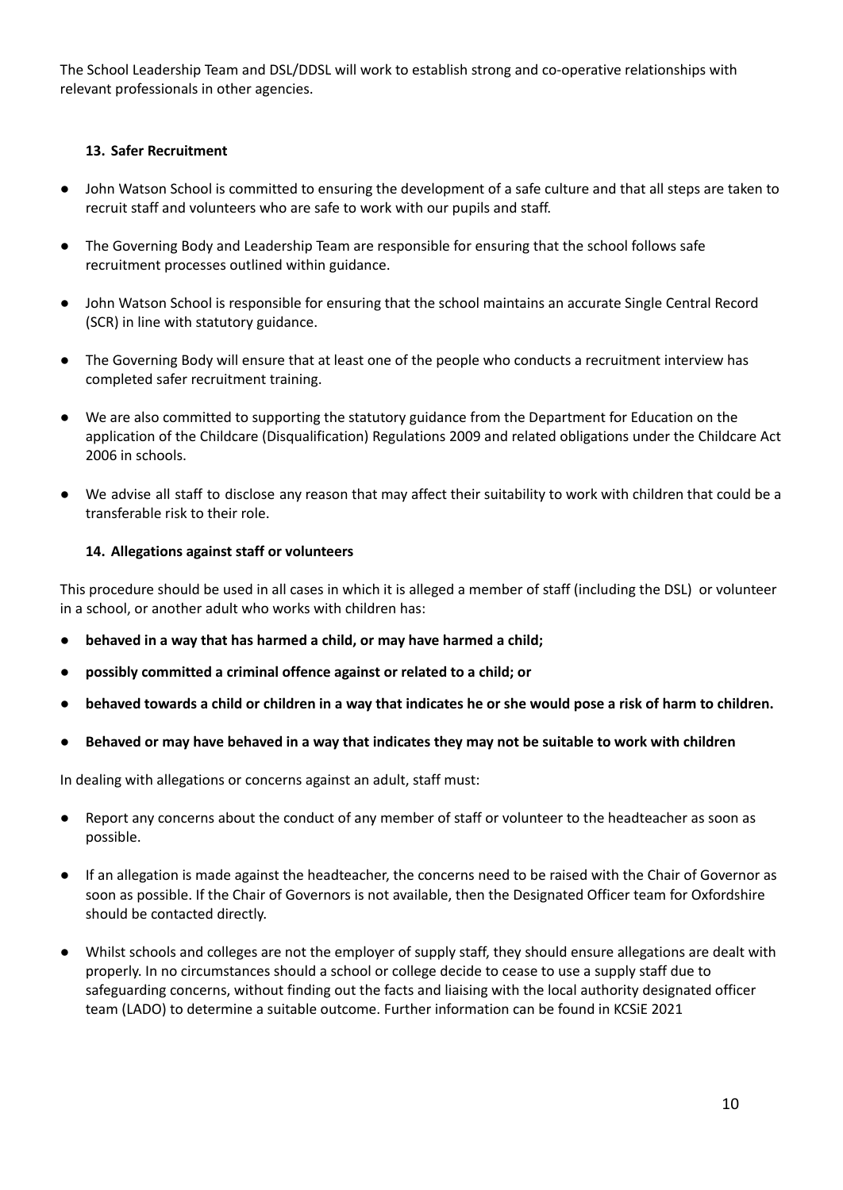The School Leadership Team and DSL/DDSL will work to establish strong and co-operative relationships with relevant professionals in other agencies.

### 13. Safer Recruitment

- John Watson School is committed to ensuring the development of a safe culture and that all steps are taken to recruit staff and volunteers who are safe to work with our pupils and staff.
- The Governing Body and Leadership Team are responsible for ensuring that the school follows safe recruitment processes outlined within guidance.
- John Watson School is responsible for ensuring that the school maintains an accurate Single Central Record (SCR) in line with statutory guidance.
- The Governing Body will ensure that at least one of the people who conducts a recruitment interview has completed safer recruitment training.
- We are also committed to supporting the statutory guidance from the Department for Education on the application of the Childcare (Disqualification) Regulations 2009 and related obligations under the Childcare Act 2006 in schools.
- We advise all staff to disclose any reason that may affect their suitability to work with children that could be a transferable risk to their role.

### 14. Allegations against staff or volunteers

This procedure should be used in all cases in which it is alleged a member of staff (including the DSL) or volunteer in a school, or another adult who works with children has:

- **behaved in a way that has harmed a child, or may have harmed a child;**
- **possibly committed a criminal offence against or related to a child; or**
- **behaved towards a child or children in a way that indicates he or she would pose a risk of harm to children.**
- **Behaved or may have behaved in a way that indicates they may not be suitable to work with children**

In dealing with allegations or concerns against an adult, staff must:

- Report any concerns about the conduct of any member of staff or volunteer to the headteacher as soon as possible.
- If an allegation is made against the headteacher, the concerns need to be raised with the Chair of Governor as soon as possible. If the Chair of Governors is not available, then the Designated Officer team for Oxfordshire should be contacted directly.
- Whilst schools and colleges are not the employer of supply staff, they should ensure allegations are dealt with properly. In no circumstances should a school or college decide to cease to use a supply staff due to safeguarding concerns, without finding out the facts and liaising with the local authority designated officer team (LADO) to determine a suitable outcome. Further information can be found in KCSiE 2021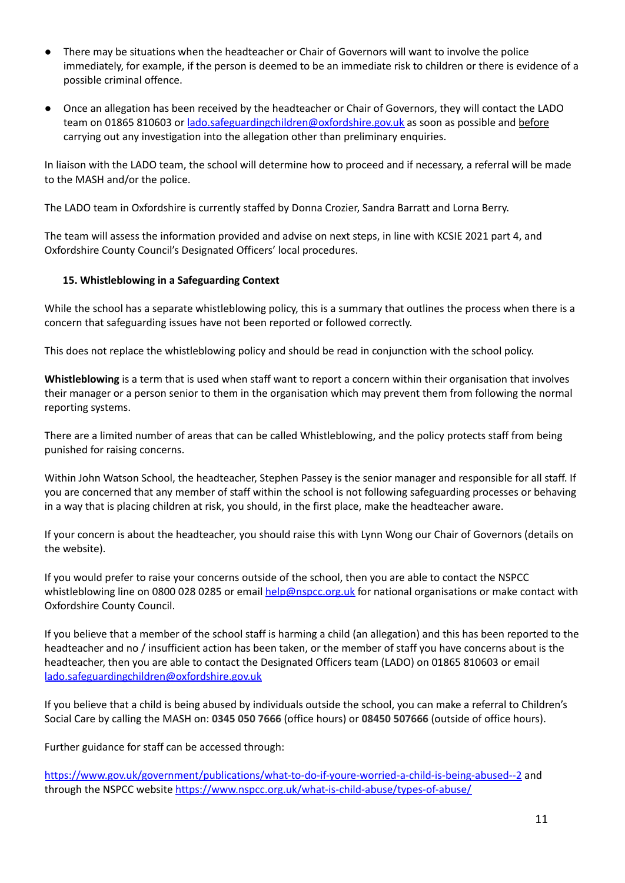- There may be situations when the headteacher or Chair of Governors will want to involve the police immediately, for example, if the person is deemed to be an immediate risk to children or there is evidence of a possible criminal offence.

- Once an allegation has been received by the headteacher or Chair of Governors, they will contact the LADO team on 01865 810603 or [lado.safeguardingchildren@oxfordshire.gov.uk](mailto:lado.safeguardingchildren@oxfordshire.gov.uk) as soon as possible and before carrying out any investigation into the allegation other than preliminary enquiries.

In liaison with the LADO team, the school will determine how to proceed and if necessary, a referral will be made to the MASH and/or the police.

The LADO team in Oxfordshire is currently staffed by Donna Crozier, Sandra Barratt and Lorna Berry.

The team will assess the information provided and advise on next steps, in line with KCSIE 2021 part 4, and Oxfordshire County Council's Designated Officers' local procedures.

### 15. Whistleblowing in a Safeguarding Context

While the school has a separate whistleblowing policy, this is a summary that outlines the process when there is a concern that safeguarding issues have not been reported or followed correctly.

This does not replace the whistleblowing policy and should be read in conjunction with the school policy.

**Whistleblowing** is a term that is used when staff want to report a concern within their organisation that involves their manager or a person senior to them in the organisation which may prevent them from following the normal reporting systems.

There are a limited number of areas that can be called Whistleblowing, and the policy protects staff from being punished for raising concerns.

Within John Watson School, the headteacher, Stephen Passey is the senior manager and responsible for all staff. If you are concerned that any member of staff within the school is not following safeguarding processes or behaving in a way that is placing children at risk, you should, in the first place, make the headteacher aware.

If your concern is about the headteacher, you should raise this with Lynn Wong our Chair of Governors (details on the website).

If you would prefer to raise your concerns outside of the school, then you are able to contact the NSPCC whistleblowing line on 0800 028 0285 or email [help@nspcc.org.uk](mailto:help@nspcc.org.uk) for national organisations or make contact with Oxfordshire County Council.

If you believe that a member of the school staff is harming a child (an allegation) and this has been reported to the headteacher and no / insufficient action has been taken, or the member of staff you have concerns about is the headteacher, then you are able to contact the Designated Officers team (LADO) on 01865 810603 or email [lado.safeguardingchildren@oxfordshire.gov.uk](mailto:lado.safeguardingchildren@oxfordshire.gov.uk)

If you believe that a child is being abused by individuals outside the school, you can make a referral to Children's Social Care by calling the MASH on: **0345 050 7666** (office hours) or **08450 507666** (outside of office hours).

Further guidance for staff can be accessed through:

[https://www.gov.uk/government/publications/what-to-do-if-youre-worried-a-child-is-being-abused--2](https://www.gov.uk/government/publications/what-to-do-if-youre-worried-a-child-is-being-abused--2) and through the NSPCC website [https://www.nspcc.org.uk/what-is-child-abuse/types-of-abuse/](https://www.nspcc.org.uk/what-is-child-abuse/types-of-abuse/)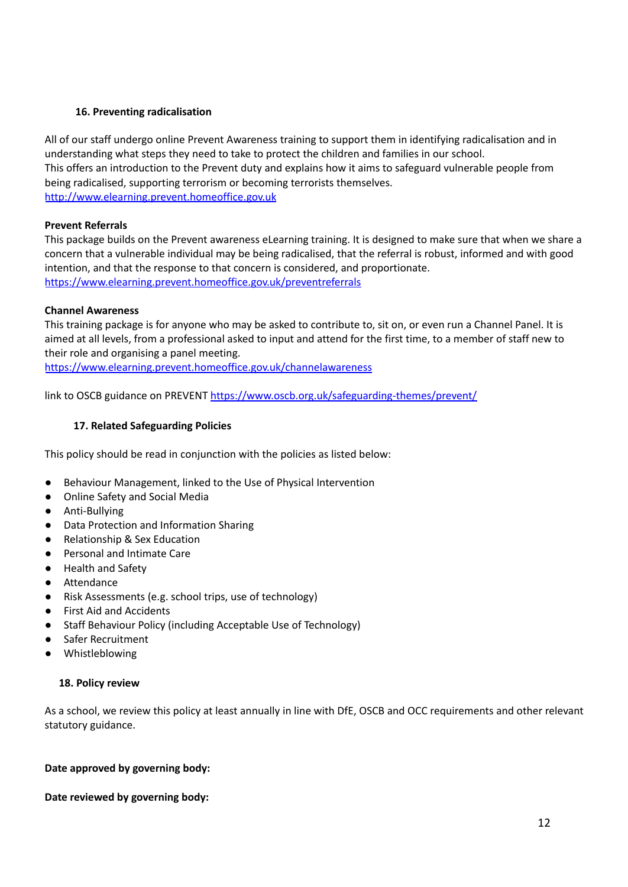## 16. Preventing radicalisation

All of our staff undergo online Prevent Awareness training to support them in identifying radicalisation and in understanding what steps they need to take to protect the children and families in our school.
This offers an introduction to the Prevent duty and explains how it aims to safeguard vulnerable people from being radicalised, supporting terrorism or becoming terrorists themselves.
[http://www.elearning.prevent.homeoffice.gov.uk](http://www.elearning.prevent.homeoffice.gov.uk)

**Prevent Referrals**
This package builds on the Prevent awareness eLearning training. It is designed to make sure that when we share a concern that a vulnerable individual may be being radicalised, that the referral is robust, informed and with good intention, and that the response to that concern is considered, and proportionate.
[https://www.elearning.prevent.homeoffice.gov.uk/preventreferrals](https://www.elearning.prevent.homeoffice.gov.uk/preventreferrals)

**Channel Awareness**
This training package is for anyone who may be asked to contribute to, sit on, or even run a Channel Panel. It is aimed at all levels, from a professional asked to input and attend for the first time, to a member of staff new to their role and organising a panel meeting.
[https://www.elearning.prevent.homeoffice.gov.uk/channelawareness](https://www.elearning.prevent.homeoffice.gov.uk/channelawareness)

link to OSCB guidance on PREVENT [https://www.oscb.org.uk/safeguarding-themes/prevent/](https://www.oscb.org.uk/safeguarding-themes/prevent/)

## 17. Related Safeguarding Policies

This policy should be read in conjunction with the policies as listed below:

- Behaviour Management, linked to the Use of Physical Intervention
- Online Safety and Social Media
- Anti-Bullying
- Data Protection and Information Sharing
- Relationship & Sex Education
- Personal and Intimate Care
- Health and Safety
- Attendance
- Risk Assessments (e.g. school trips, use of technology)
- First Aid and Accidents
- Staff Behaviour Policy (including Acceptable Use of Technology)
- Safer Recruitment
- Whistleblowing

## 18. Policy review

As a school, we review this policy at least annually in line with DfE, OSCB and OCC requirements and other relevant statutory guidance.

**Date approved by governing body:**

**Date reviewed by governing body:**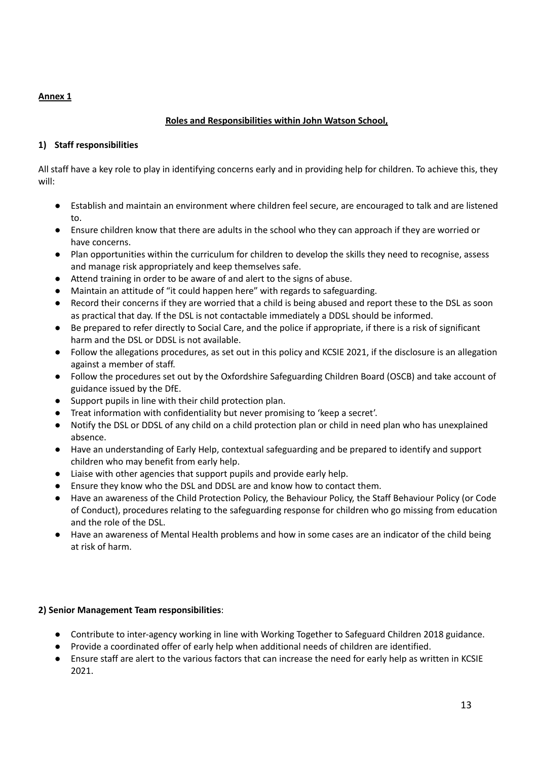**Annex 1**

**Roles and Responsibilities within John Watson School,**

**1) Staff responsibilities**

All staff have a key role to play in identifying concerns early and in providing help for children. To achieve this, they will:

- Establish and maintain an environment where children feel secure, are encouraged to talk and are listened to.
- Ensure children know that there are adults in the school who they can approach if they are worried or have concerns.
- Plan opportunities within the curriculum for children to develop the skills they need to recognise, assess and manage risk appropriately and keep themselves safe.
- Attend training in order to be aware of and alert to the signs of abuse.
- Maintain an attitude of "it could happen here" with regards to safeguarding.
- Record their concerns if they are worried that a child is being abused and report these to the DSL as soon as practical that day. If the DSL is not contactable immediately a DDSL should be informed.
- Be prepared to refer directly to Social Care, and the police if appropriate, if there is a risk of significant harm and the DSL or DDSL is not available.
- Follow the allegations procedures, as set out in this policy and KCSIE 2021, if the disclosure is an allegation against a member of staff.
- Follow the procedures set out by the Oxfordshire Safeguarding Children Board (OSCB) and take account of guidance issued by the DfE.
- Support pupils in line with their child protection plan.
- Treat information with confidentiality but never promising to 'keep a secret'.
- Notify the DSL or DDSL of any child on a child protection plan or child in need plan who has unexplained absence.
- Have an understanding of Early Help, contextual safeguarding and be prepared to identify and support children who may benefit from early help.
- Liaise with other agencies that support pupils and provide early help.
- Ensure they know who the DSL and DDSL are and know how to contact them.
- Have an awareness of the Child Protection Policy, the Behaviour Policy, the Staff Behaviour Policy (or Code of Conduct), procedures relating to the safeguarding response for children who go missing from education and the role of the DSL.
- Have an awareness of Mental Health problems and how in some cases are an indicator of the child being at risk of harm.

**2) Senior Management Team responsibilities**:

- Contribute to inter-agency working in line with Working Together to Safeguard Children 2018 guidance.
- Provide a coordinated offer of early help when additional needs of children are identified.
- Ensure staff are alert to the various factors that can increase the need for early help as written in KCSIE 2021.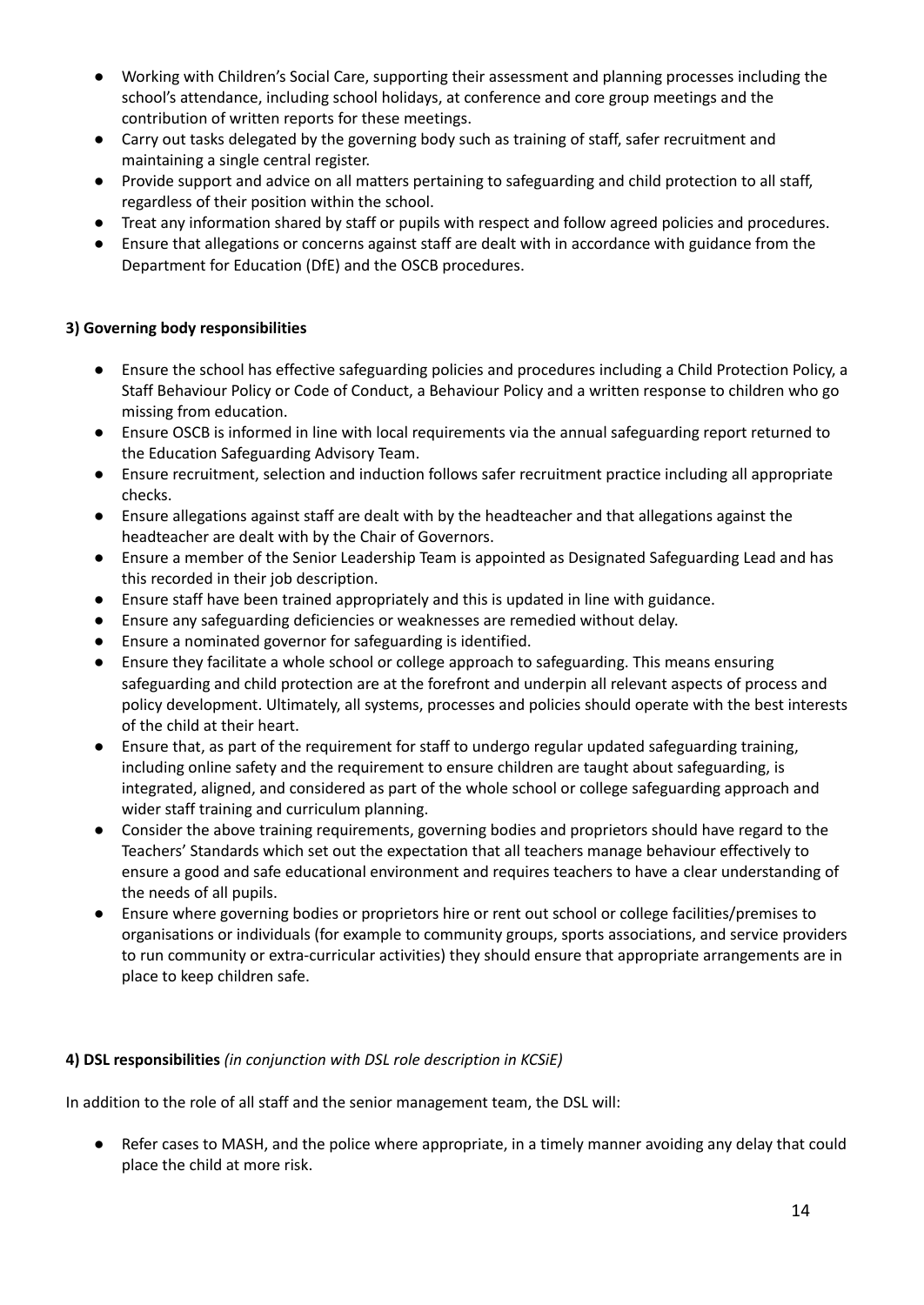- Working with Children's Social Care, supporting their assessment and planning processes including the school's attendance, including school holidays, at conference and core group meetings and the contribution of written reports for these meetings.
- Carry out tasks delegated by the governing body such as training of staff, safer recruitment and maintaining a single central register.
- Provide support and advice on all matters pertaining to safeguarding and child protection to all staff, regardless of their position within the school.
- Treat any information shared by staff or pupils with respect and follow agreed policies and procedures.
- Ensure that allegations or concerns against staff are dealt with in accordance with guidance from the Department for Education (DfE) and the OSCB procedures.

**3) Governing body responsibilities**

- Ensure the school has effective safeguarding policies and procedures including a Child Protection Policy, a Staff Behaviour Policy or Code of Conduct, a Behaviour Policy and a written response to children who go missing from education.
- Ensure OSCB is informed in line with local requirements via the annual safeguarding report returned to the Education Safeguarding Advisory Team.
- Ensure recruitment, selection and induction follows safer recruitment practice including all appropriate checks.
- Ensure allegations against staff are dealt with by the headteacher and that allegations against the headteacher are dealt with by the Chair of Governors.
- Ensure a member of the Senior Leadership Team is appointed as Designated Safeguarding Lead and has this recorded in their job description.
- Ensure staff have been trained appropriately and this is updated in line with guidance.
- Ensure any safeguarding deficiencies or weaknesses are remedied without delay.
- Ensure a nominated governor for safeguarding is identified.
- Ensure they facilitate a whole school or college approach to safeguarding. This means ensuring safeguarding and child protection are at the forefront and underpin all relevant aspects of process and policy development. Ultimately, all systems, processes and policies should operate with the best interests of the child at their heart.
- Ensure that, as part of the requirement for staff to undergo regular updated safeguarding training, including online safety and the requirement to ensure children are taught about safeguarding, is integrated, aligned, and considered as part of the whole school or college safeguarding approach and wider staff training and curriculum planning.
- Consider the above training requirements, governing bodies and proprietors should have regard to the Teachers' Standards which set out the expectation that all teachers manage behaviour effectively to ensure a good and safe educational environment and requires teachers to have a clear understanding of the needs of all pupils.
- Ensure where governing bodies or proprietors hire or rent out school or college facilities/premises to organisations or individuals (for example to community groups, sports associations, and service providers to run community or extra-curricular activities) they should ensure that appropriate arrangements are in place to keep children safe.

**4) DSL responsibilities** *(in conjunction with DSL role description in KCSiE)*

In addition to the role of all staff and the senior management team, the DSL will:

- Refer cases to MASH, and the police where appropriate, in a timely manner avoiding any delay that could place the child at more risk.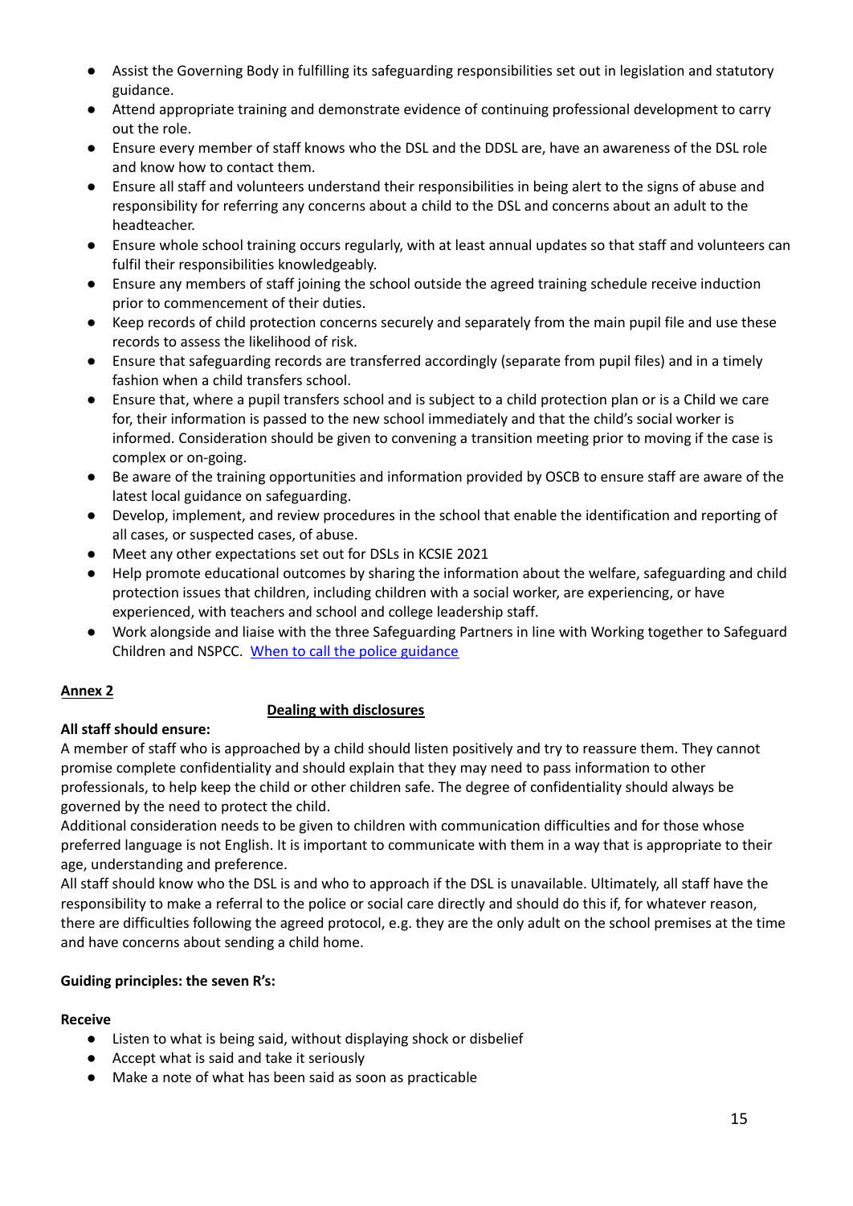- Assist the Governing Body in fulfilling its safeguarding responsibilities set out in legislation and statutory guidance.
- Attend appropriate training and demonstrate evidence of continuing professional development to carry out the role.
- Ensure every member of staff knows who the DSL and the DDSL are, have an awareness of the DSL role and know how to contact them.
- Ensure all staff and volunteers understand their responsibilities in being alert to the signs of abuse and responsibility for referring any concerns about a child to the DSL and concerns about an adult to the headteacher.
- Ensure whole school training occurs regularly, with at least annual updates so that staff and volunteers can fulfil their responsibilities knowledgeably.
- Ensure any members of staff joining the school outside the agreed training schedule receive induction prior to commencement of their duties.
- Keep records of child protection concerns securely and separately from the main pupil file and use these records to assess the likelihood of risk.
- Ensure that safeguarding records are transferred accordingly (separate from pupil files) and in a timely fashion when a child transfers school.
- Ensure that, where a pupil transfers school and is subject to a child protection plan or is a Child we care for, their information is passed to the new school immediately and that the child's social worker is informed. Consideration should be given to convening a transition meeting prior to moving if the case is complex or on-going.
- Be aware of the training opportunities and information provided by OSCB to ensure staff are aware of the latest local guidance on safeguarding.
- Develop, implement, and review procedures in the school that enable the identification and reporting of all cases, or suspected cases, of abuse.
- Meet any other expectations set out for DSLs in KCSIE 2021
- Help promote educational outcomes by sharing the information about the welfare, safeguarding and child protection issues that children, including children with a social worker, are experiencing, or have experienced, with teachers and school and college leadership staff.
- Work alongside and liaise with the three Safeguarding Partners in line with Working together to Safeguard Children and NSPCC. When to call the police guidance

**Annex 2**

**Dealing with disclosures**

**All staff should ensure:**

A member of staff who is approached by a child should listen positively and try to reassure them. They cannot promise complete confidentiality and should explain that they may need to pass information to other professionals, to help keep the child or other children safe. The degree of confidentiality should always be governed by the need to protect the child.

Additional consideration needs to be given to children with communication difficulties and for those whose preferred language is not English. It is important to communicate with them in a way that is appropriate to their age, understanding and preference.

All staff should know who the DSL is and who to approach if the DSL is unavailable. Ultimately, all staff have the responsibility to make a referral to the police or social care directly and should do this if, for whatever reason, there are difficulties following the agreed protocol, e.g. they are the only adult on the school premises at the time and have concerns about sending a child home.

**Guiding principles: the seven R's:**

**Receive**

- Listen to what is being said, without displaying shock or disbelief
- Accept what is said and take it seriously
- Make a note of what has been said as soon as practicable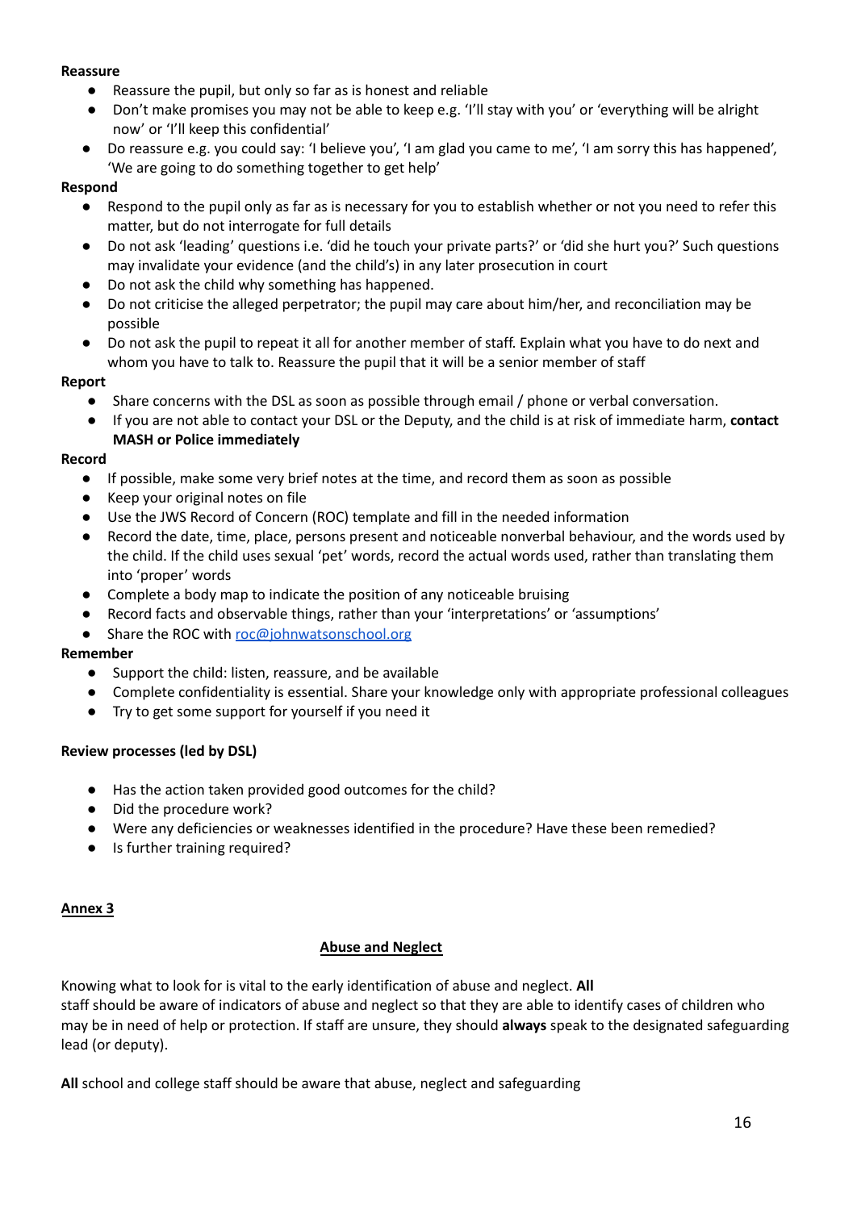**Reassure**

- Reassure the pupil, but only so far as is honest and reliable
- Don't make promises you may not be able to keep e.g. 'I'll stay with you' or 'everything will be alright now' or 'I'll keep this confidential'
- Do reassure e.g. you could say: 'I believe you', 'I am glad you came to me', 'I am sorry this has happened', 'We are going to do something together to get help'

**Respond**

- Respond to the pupil only as far as is necessary for you to establish whether or not you need to refer this matter, but do not interrogate for full details
- Do not ask 'leading' questions i.e. 'did he touch your private parts?' or 'did she hurt you?' Such questions may invalidate your evidence (and the child's) in any later prosecution in court
- Do not ask the child why something has happened.
- Do not criticise the alleged perpetrator; the pupil may care about him/her, and reconciliation may be possible
- Do not ask the pupil to repeat it all for another member of staff. Explain what you have to do next and whom you have to talk to. Reassure the pupil that it will be a senior member of staff

**Report**

- Share concerns with the DSL as soon as possible through email / phone or verbal conversation.
- If you are not able to contact your DSL or the Deputy, and the child is at risk of immediate harm, **contact MASH or Police immediately**

**Record**

- If possible, make some very brief notes at the time, and record them as soon as possible
- Keep your original notes on file
- Use the JWS Record of Concern (ROC) template and fill in the needed information
- Record the date, time, place, persons present and noticeable nonverbal behaviour, and the words used by the child. If the child uses sexual 'pet' words, record the actual words used, rather than translating them into 'proper' words
- Complete a body map to indicate the position of any noticeable bruising
- Record facts and observable things, rather than your 'interpretations' or 'assumptions'
- Share the ROC with roc@johnwatsonschool.org

**Remember**

- Support the child: listen, reassure, and be available
- Complete confidentiality is essential. Share your knowledge only with appropriate professional colleagues
- Try to get some support for yourself if you need it

**Review processes (led by DSL)**

- Has the action taken provided good outcomes for the child?
- Did the procedure work?
- Were any deficiencies or weaknesses identified in the procedure? Have these been remedied?
- Is further training required?

## Annex 3

### Abuse and Neglect

Knowing what to look for is vital to the early identification of abuse and neglect. **All** staff should be aware of indicators of abuse and neglect so that they are able to identify cases of children who may be in need of help or protection. If staff are unsure, they should **always** speak to the designated safeguarding lead (or deputy).

**All** school and college staff should be aware that abuse, neglect and safeguarding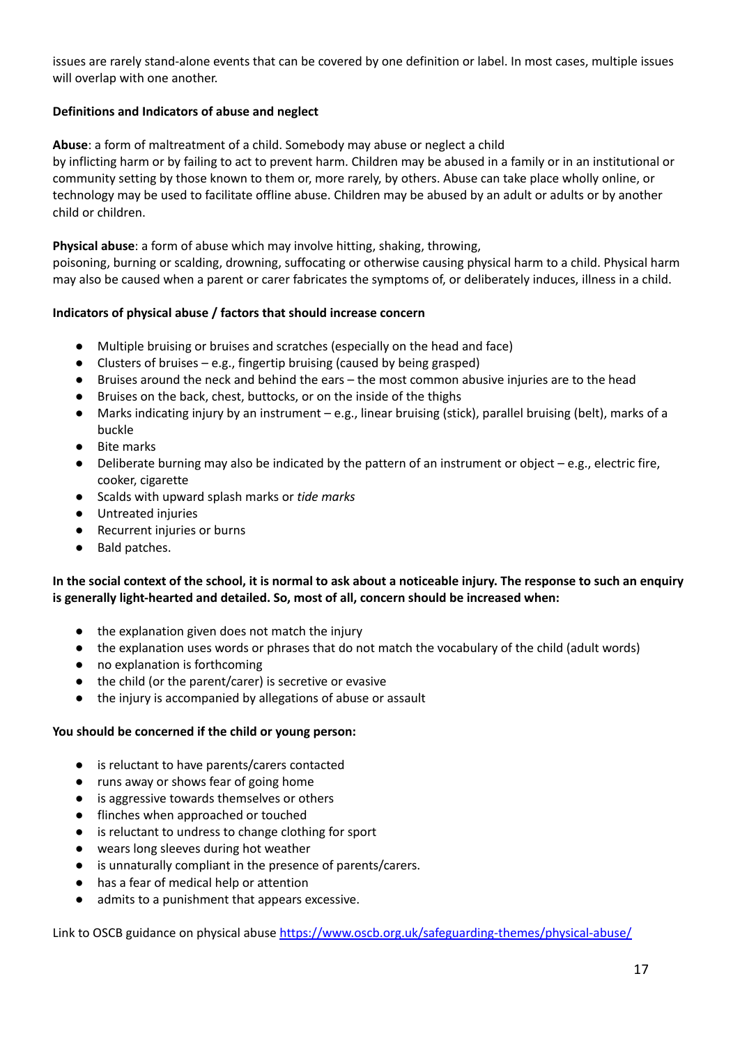issues are rarely stand-alone events that can be covered by one definition or label. In most cases, multiple issues will overlap with one another.

**Definitions and Indicators of abuse and neglect**

**Abuse**: a form of maltreatment of a child. Somebody may abuse or neglect a child by inflicting harm or by failing to act to prevent harm. Children may be abused in a family or in an institutional or community setting by those known to them or, more rarely, by others. Abuse can take place wholly online, or technology may be used to facilitate offline abuse. Children may be abused by an adult or adults or by another child or children.

**Physical abuse**: a form of abuse which may involve hitting, shaking, throwing, poisoning, burning or scalding, drowning, suffocating or otherwise causing physical harm to a child. Physical harm may also be caused when a parent or carer fabricates the symptoms of, or deliberately induces, illness in a child.

**Indicators of physical abuse / factors that should increase concern**

- Multiple bruising or bruises and scratches (especially on the head and face)
- Clusters of bruises – e.g., fingertip bruising (caused by being grasped)
- Bruises around the neck and behind the ears – the most common abusive injuries are to the head
- Bruises on the back, chest, buttocks, or on the inside of the thighs
- Marks indicating injury by an instrument – e.g., linear bruising (stick), parallel bruising (belt), marks of a buckle
- Bite marks
- Deliberate burning may also be indicated by the pattern of an instrument or object – e.g., electric fire, cooker, cigarette
- Scalds with upward splash marks or *tide marks*
- Untreated injuries
- Recurrent injuries or burns
- Bald patches.

**In the social context of the school, it is normal to ask about a noticeable injury. The response to such an enquiry is generally light-hearted and detailed. So, most of all, concern should be increased when:**

- the explanation given does not match the injury
- the explanation uses words or phrases that do not match the vocabulary of the child (adult words)
- no explanation is forthcoming
- the child (or the parent/carer) is secretive or evasive
- the injury is accompanied by allegations of abuse or assault

**You should be concerned if the child or young person:**

- is reluctant to have parents/carers contacted
- runs away or shows fear of going home
- is aggressive towards themselves or others
- flinches when approached or touched
- is reluctant to undress to change clothing for sport
- wears long sleeves during hot weather
- is unnaturally compliant in the presence of parents/carers.
- has a fear of medical help or attention
- admits to a punishment that appears excessive.

Link to OSCB guidance on physical abuse [https://www.oscb.org.uk/safeguarding-themes/physical-abuse/](https://www.oscb.org.uk/safeguarding-themes/physical-abuse/)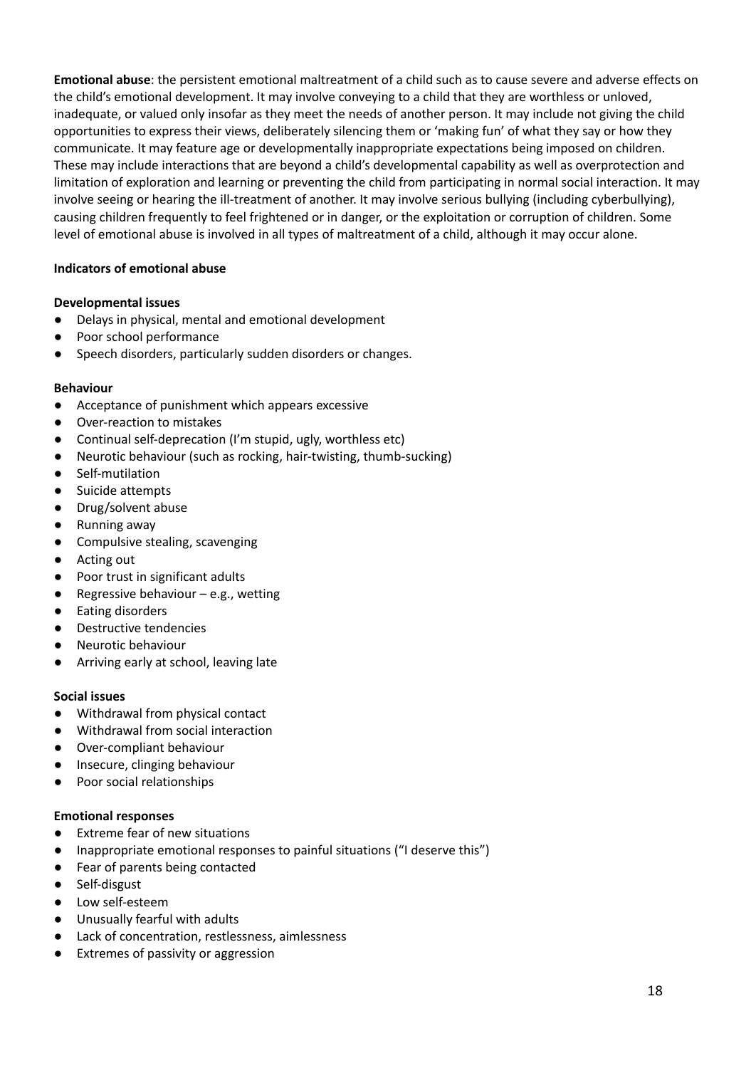**Emotional abuse**: the persistent emotional maltreatment of a child such as to cause severe and adverse effects on the child's emotional development. It may involve conveying to a child that they are worthless or unloved, inadequate, or valued only insofar as they meet the needs of another person. It may include not giving the child opportunities to express their views, deliberately silencing them or 'making fun' of what they say or how they communicate. It may feature age or developmentally inappropriate expectations being imposed on children. These may include interactions that are beyond a child's developmental capability as well as overprotection and limitation of exploration and learning or preventing the child from participating in normal social interaction. It may involve seeing or hearing the ill-treatment of another. It may involve serious bullying (including cyberbullying), causing children frequently to feel frightened or in danger, or the exploitation or corruption of children. Some level of emotional abuse is involved in all types of maltreatment of a child, although it may occur alone.

**Indicators of emotional abuse**

**Developmental issues**

- Delays in physical, mental and emotional development
- Poor school performance
- Speech disorders, particularly sudden disorders or changes.

**Behaviour**

- Acceptance of punishment which appears excessive
- Over-reaction to mistakes
- Continual self-deprecation (I'm stupid, ugly, worthless etc)
- Neurotic behaviour (such as rocking, hair-twisting, thumb-sucking)
- Self-mutilation
- Suicide attempts
- Drug/solvent abuse
- Running away
- Compulsive stealing, scavenging
- Acting out
- Poor trust in significant adults
- Regressive behaviour – e.g., wetting
- Eating disorders
- Destructive tendencies
- Neurotic behaviour
- Arriving early at school, leaving late

**Social issues**

- Withdrawal from physical contact
- Withdrawal from social interaction
- Over-compliant behaviour
- Insecure, clinging behaviour
- Poor social relationships

**Emotional responses**

- Extreme fear of new situations
- Inappropriate emotional responses to painful situations ("I deserve this")
- Fear of parents being contacted
- Self-disgust
- Low self-esteem
- Unusually fearful with adults
- Lack of concentration, restlessness, aimlessness
- Extremes of passivity or aggression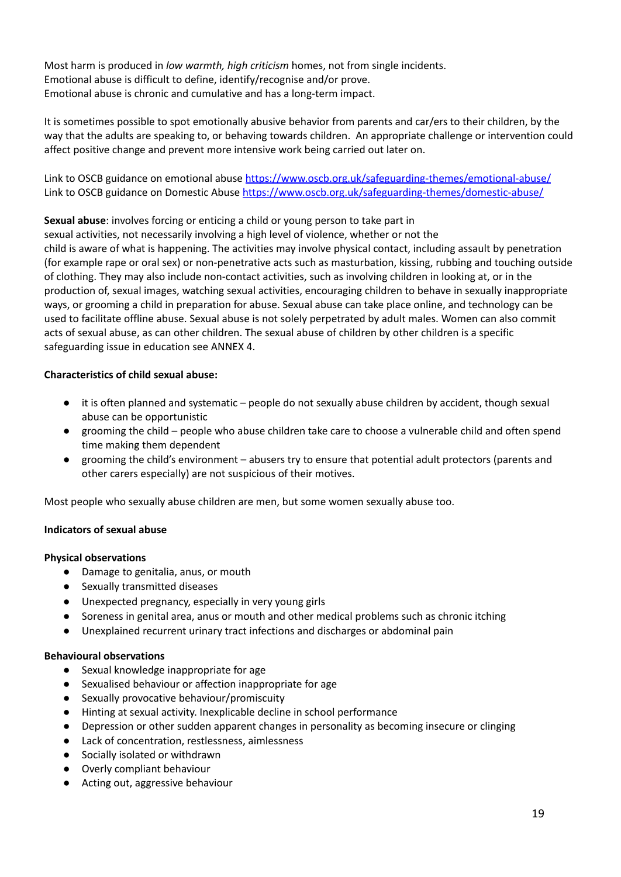Most harm is produced in *low warmth, high criticism* homes, not from single incidents.
Emotional abuse is difficult to define, identify/recognise and/or prove.
Emotional abuse is chronic and cumulative and has a long-term impact.

It is sometimes possible to spot emotionally abusive behavior from parents and car/ers to their children, by the way that the adults are speaking to, or behaving towards children. An appropriate challenge or intervention could affect positive change and prevent more intensive work being carried out later on.

Link to OSCB guidance on emotional abuse [https://www.oscb.org.uk/safeguarding-themes/emotional-abuse/](https://www.oscb.org.uk/safeguarding-themes/emotional-abuse/)
Link to OSCB guidance on Domestic Abuse [https://www.oscb.org.uk/safeguarding-themes/domestic-abuse/](https://www.oscb.org.uk/safeguarding-themes/domestic-abuse/)

**Sexual abuse**: involves forcing or enticing a child or young person to take part in sexual activities, not necessarily involving a high level of violence, whether or not the child is aware of what is happening. The activities may involve physical contact, including assault by penetration (for example rape or oral sex) or non-penetrative acts such as masturbation, kissing, rubbing and touching outside of clothing. They may also include non-contact activities, such as involving children in looking at, or in the production of, sexual images, watching sexual activities, encouraging children to behave in sexually inappropriate ways, or grooming a child in preparation for abuse. Sexual abuse can take place online, and technology can be used to facilitate offline abuse. Sexual abuse is not solely perpetrated by adult males. Women can also commit acts of sexual abuse, as can other children. The sexual abuse of children by other children is a specific safeguarding issue in education see ANNEX 4.

**Characteristics of child sexual abuse:**

- it is often planned and systematic – people do not sexually abuse children by accident, though sexual abuse can be opportunistic
- grooming the child – people who abuse children take care to choose a vulnerable child and often spend time making them dependent
- grooming the child's environment – abusers try to ensure that potential adult protectors (parents and other carers especially) are not suspicious of their motives.

Most people who sexually abuse children are men, but some women sexually abuse too.

**Indicators of sexual abuse**

**Physical observations**

- Damage to genitalia, anus, or mouth
- Sexually transmitted diseases
- Unexpected pregnancy, especially in very young girls
- Soreness in genital area, anus or mouth and other medical problems such as chronic itching
- Unexplained recurrent urinary tract infections and discharges or abdominal pain

**Behavioural observations**

- Sexual knowledge inappropriate for age
- Sexualised behaviour or affection inappropriate for age
- Sexually provocative behaviour/promiscuity
- Hinting at sexual activity. Inexplicable decline in school performance
- Depression or other sudden apparent changes in personality as becoming insecure or clinging
- Lack of concentration, restlessness, aimlessness
- Socially isolated or withdrawn
- Overly compliant behaviour
- Acting out, aggressive behaviour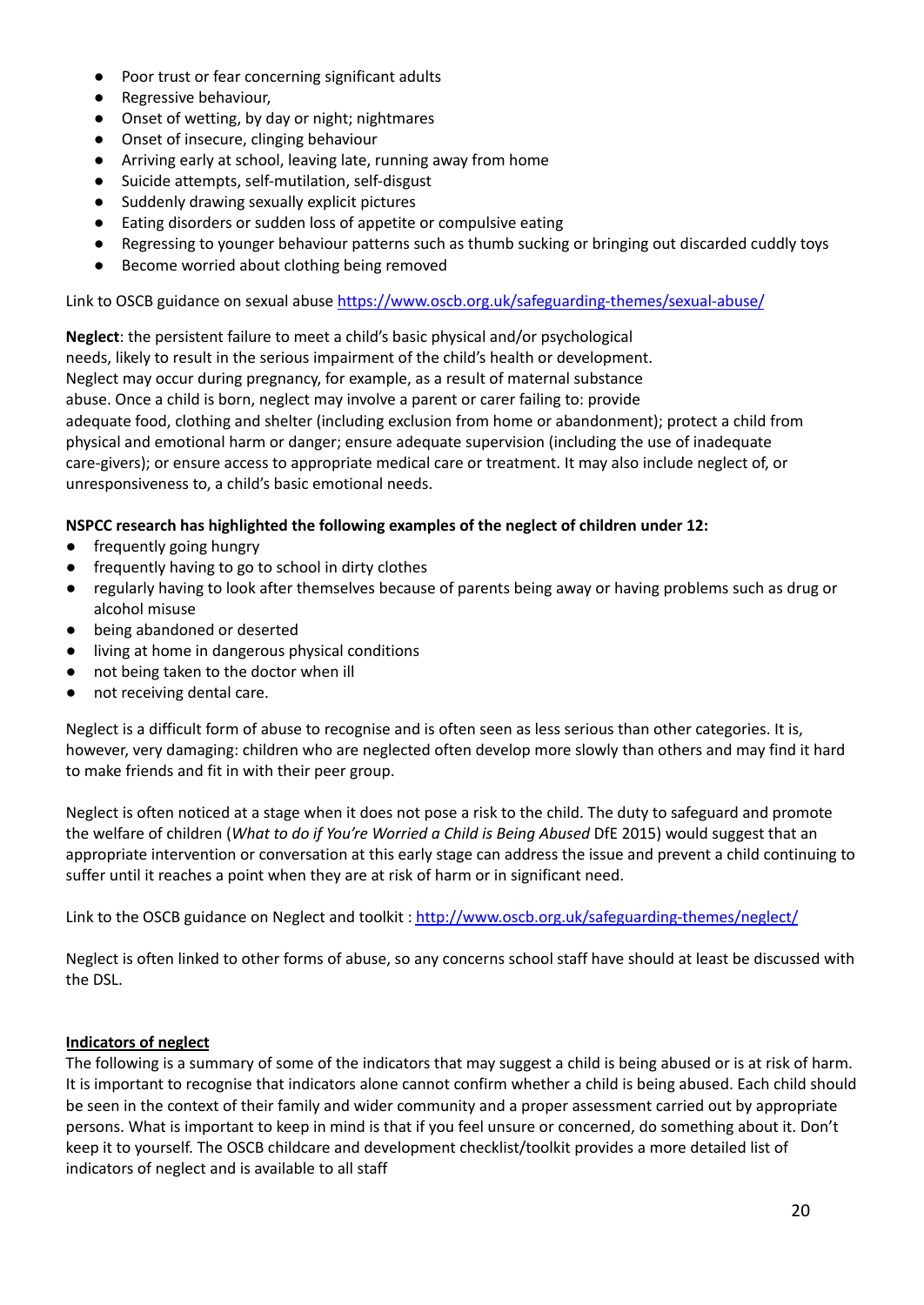- Poor trust or fear concerning significant adults
- Regressive behaviour,
- Onset of wetting, by day or night; nightmares
- Onset of insecure, clinging behaviour
- Arriving early at school, leaving late, running away from home
- Suicide attempts, self-mutilation, self-disgust
- Suddenly drawing sexually explicit pictures
- Eating disorders or sudden loss of appetite or compulsive eating
- Regressing to younger behaviour patterns such as thumb sucking or bringing out discarded cuddly toys
- Become worried about clothing being removed

Link to OSCB guidance on sexual abuse https://www.oscb.org.uk/safeguarding-themes/sexual-abuse/

**Neglect**: the persistent failure to meet a child's basic physical and/or psychological needs, likely to result in the serious impairment of the child's health or development. Neglect may occur during pregnancy, for example, as a result of maternal substance abuse. Once a child is born, neglect may involve a parent or carer failing to: provide adequate food, clothing and shelter (including exclusion from home or abandonment); protect a child from physical and emotional harm or danger; ensure adequate supervision (including the use of inadequate care-givers); or ensure access to appropriate medical care or treatment. It may also include neglect of, or unresponsiveness to, a child's basic emotional needs.

**NSPCC research has highlighted the following examples of the neglect of children under 12:**

- frequently going hungry
- frequently having to go to school in dirty clothes
- regularly having to look after themselves because of parents being away or having problems such as drug or alcohol misuse
- being abandoned or deserted
- living at home in dangerous physical conditions
- not being taken to the doctor when ill
- not receiving dental care.

Neglect is a difficult form of abuse to recognise and is often seen as less serious than other categories. It is, however, very damaging: children who are neglected often develop more slowly than others and may find it hard to make friends and fit in with their peer group.

Neglect is often noticed at a stage when it does not pose a risk to the child. The duty to safeguard and promote the welfare of children (*What to do if You're Worried a Child is Being Abused* DfE 2015) would suggest that an appropriate intervention or conversation at this early stage can address the issue and prevent a child continuing to suffer until it reaches a point when they are at risk of harm or in significant need.

Link to the OSCB guidance on Neglect and toolkit : http://www.oscb.org.uk/safeguarding-themes/neglect/

Neglect is often linked to other forms of abuse, so any concerns school staff have should at least be discussed with the DSL.

**Indicators of neglect**

The following is a summary of some of the indicators that may suggest a child is being abused or is at risk of harm. It is important to recognise that indicators alone cannot confirm whether a child is being abused. Each child should be seen in the context of their family and wider community and a proper assessment carried out by appropriate persons. What is important to keep in mind is that if you feel unsure or concerned, do something about it. Don't keep it to yourself. The OSCB childcare and development checklist/toolkit provides a more detailed list of indicators of neglect and is available to all staff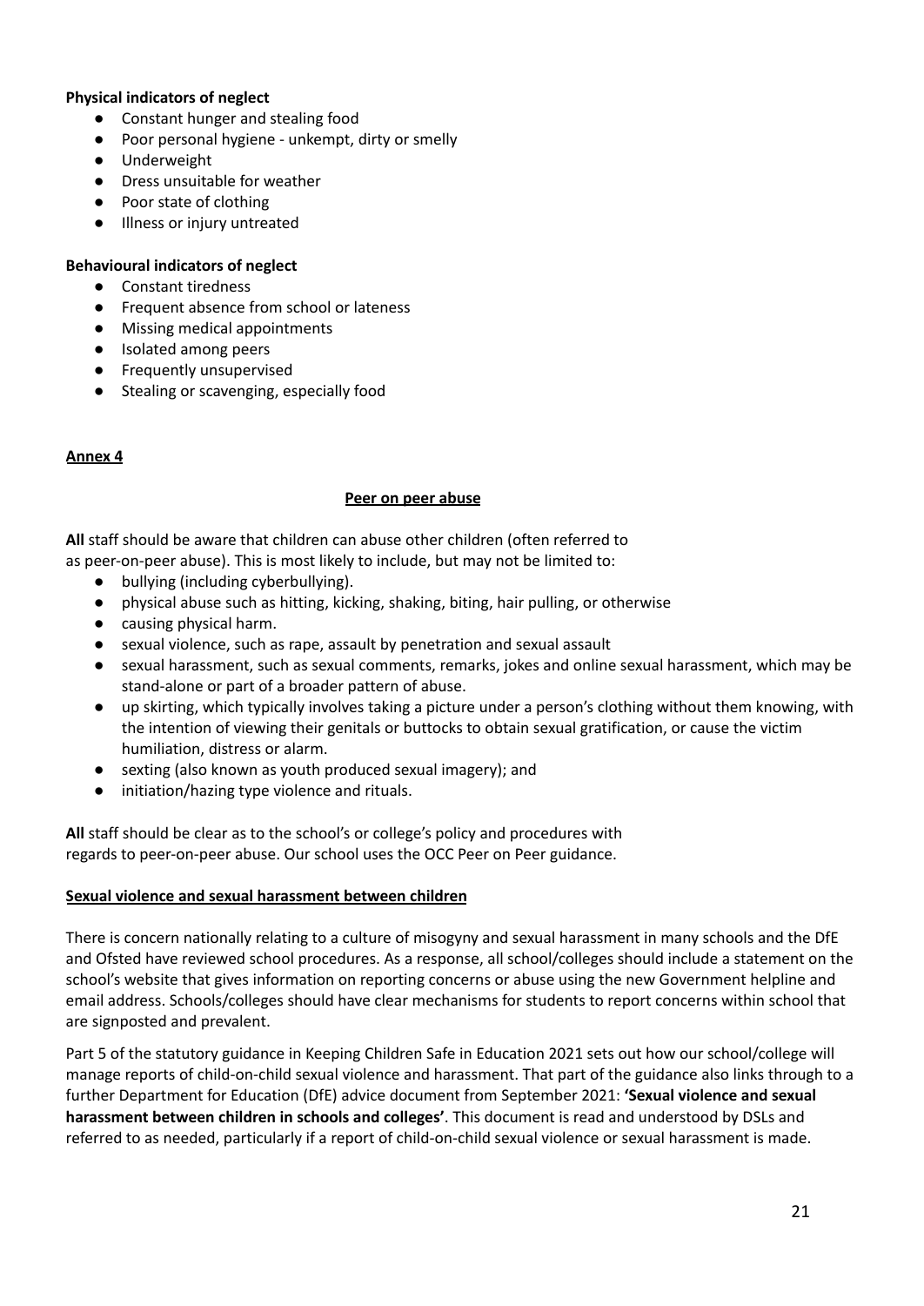**Physical indicators of neglect**

- Constant hunger and stealing food
- Poor personal hygiene - unkempt, dirty or smelly
- Underweight
- Dress unsuitable for weather
- Poor state of clothing
- Illness or injury untreated

**Behavioural indicators of neglect**

- Constant tiredness
- Frequent absence from school or lateness
- Missing medical appointments
- Isolated among peers
- Frequently unsupervised
- Stealing or scavenging, especially food

## Annex 4

### Peer on peer abuse

**All** staff should be aware that children can abuse other children (often referred to as peer-on-peer abuse). This is most likely to include, but may not be limited to:

- bullying (including cyberbullying).
- physical abuse such as hitting, kicking, shaking, biting, hair pulling, or otherwise
- causing physical harm.
- sexual violence, such as rape, assault by penetration and sexual assault
- sexual harassment, such as sexual comments, remarks, jokes and online sexual harassment, which may be stand-alone or part of a broader pattern of abuse.
- up skirting, which typically involves taking a picture under a person's clothing without them knowing, with the intention of viewing their genitals or buttocks to obtain sexual gratification, or cause the victim humiliation, distress or alarm.
- sexting (also known as youth produced sexual imagery); and
- initiation/hazing type violence and rituals.

**All** staff should be clear as to the school's or college's policy and procedures with regards to peer-on-peer abuse. Our school uses the OCC Peer on Peer guidance.

### Sexual violence and sexual harassment between children

There is concern nationally relating to a culture of misogyny and sexual harassment in many schools and the DfE and Ofsted have reviewed school procedures. As a response, all school/colleges should include a statement on the school's website that gives information on reporting concerns or abuse using the new Government helpline and email address. Schools/colleges should have clear mechanisms for students to report concerns within school that are signposted and prevalent.

Part 5 of the statutory guidance in Keeping Children Safe in Education 2021 sets out how our school/college will manage reports of child-on-child sexual violence and harassment. That part of the guidance also links through to a further Department for Education (DfE) advice document from September 2021: **'Sexual violence and sexual harassment between children in schools and colleges'**. This document is read and understood by DSLs and referred to as needed, particularly if a report of child-on-child sexual violence or sexual harassment is made.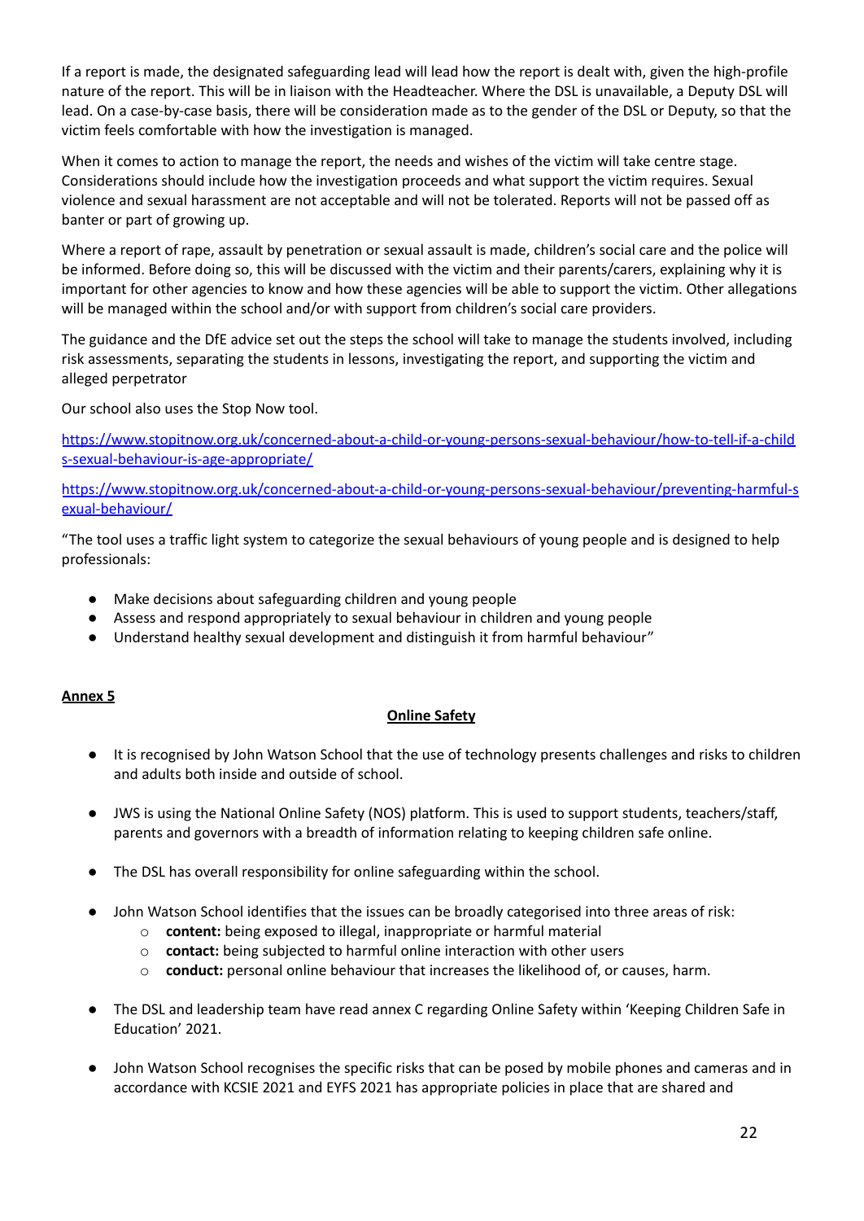If a report is made, the designated safeguarding lead will lead how the report is dealt with, given the high-profile nature of the report. This will be in liaison with the Headteacher. Where the DSL is unavailable, a Deputy DSL will lead. On a case-by-case basis, there will be consideration made as to the gender of the DSL or Deputy, so that the victim feels comfortable with how the investigation is managed.

When it comes to action to manage the report, the needs and wishes of the victim will take centre stage. Considerations should include how the investigation proceeds and what support the victim requires. Sexual violence and sexual harassment are not acceptable and will not be tolerated. Reports will not be passed off as banter or part of growing up.

Where a report of rape, assault by penetration or sexual assault is made, children's social care and the police will be informed. Before doing so, this will be discussed with the victim and their parents/carers, explaining why it is important for other agencies to know and how these agencies will be able to support the victim. Other allegations will be managed within the school and/or with support from children's social care providers.

The guidance and the DfE advice set out the steps the school will take to manage the students involved, including risk assessments, separating the students in lessons, investigating the report, and supporting the victim and alleged perpetrator

Our school also uses the Stop Now tool.

https://www.stopitnow.org.uk/concerned-about-a-child-or-young-persons-sexual-behaviour/how-to-tell-if-a-childs-sexual-behaviour-is-age-appropriate/

https://www.stopitnow.org.uk/concerned-about-a-child-or-young-persons-sexual-behaviour/preventing-harmful-sexual-behaviour/

"The tool uses a traffic light system to categorize the sexual behaviours of young people and is designed to help professionals:

- Make decisions about safeguarding children and young people
- Assess and respond appropriately to sexual behaviour in children and young people
- Understand healthy sexual development and distinguish it from harmful behaviour"

**Annex 5**

## Online Safety

- It is recognised by John Watson School that the use of technology presents challenges and risks to children and adults both inside and outside of school.
- JWS is using the National Online Safety (NOS) platform. This is used to support students, teachers/staff, parents and governors with a breadth of information relating to keeping children safe online.
- The DSL has overall responsibility for online safeguarding within the school.
- John Watson School identifies that the issues can be broadly categorised into three areas of risk:
    - **content:** being exposed to illegal, inappropriate or harmful material
    - **contact:** being subjected to harmful online interaction with other users
    - **conduct:** personal online behaviour that increases the likelihood of, or causes, harm.
- The DSL and leadership team have read annex C regarding Online Safety within 'Keeping Children Safe in Education' 2021.
- John Watson School recognises the specific risks that can be posed by mobile phones and cameras and in accordance with KCSIE 2021 and EYFS 2021 has appropriate policies in place that are shared and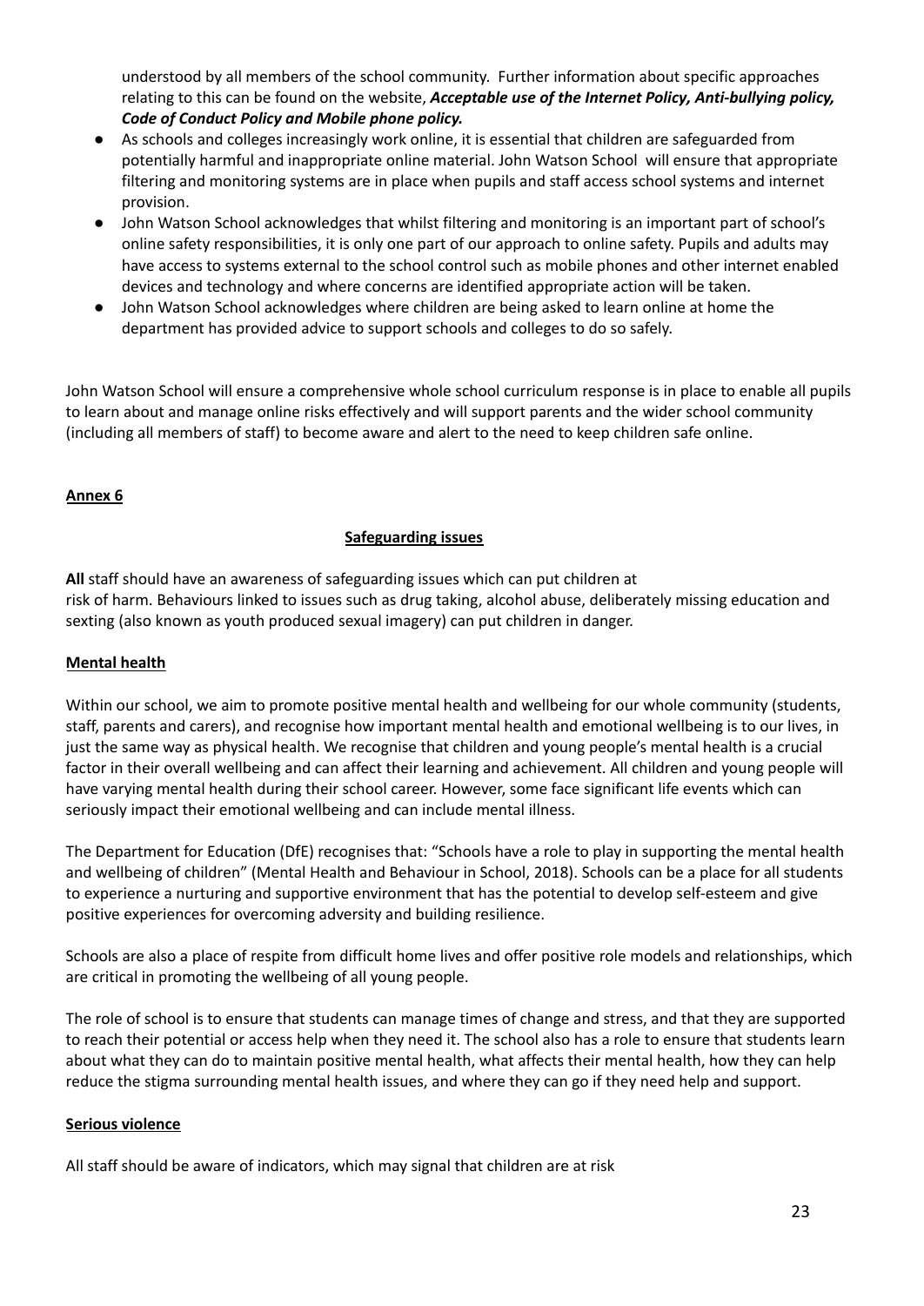understood by all members of the school community. Further information about specific approaches relating to this can be found on the website, ***Acceptable use of the Internet Policy, Anti-bullying policy, Code of Conduct Policy and Mobile phone policy.***

- As schools and colleges increasingly work online, it is essential that children are safeguarded from potentially harmful and inappropriate online material. John Watson School will ensure that appropriate filtering and monitoring systems are in place when pupils and staff access school systems and internet provision.
- John Watson School acknowledges that whilst filtering and monitoring is an important part of school's online safety responsibilities, it is only one part of our approach to online safety. Pupils and adults may have access to systems external to the school control such as mobile phones and other internet enabled devices and technology and where concerns are identified appropriate action will be taken.
- John Watson School acknowledges where children are being asked to learn online at home the department has provided advice to support schools and colleges to do so safely.

John Watson School will ensure a comprehensive whole school curriculum response is in place to enable all pupils to learn about and manage online risks effectively and will support parents and the wider school community (including all members of staff) to become aware and alert to the need to keep children safe online.

## Annex 6

### Safeguarding issues

**All** staff should have an awareness of safeguarding issues which can put children at risk of harm. Behaviours linked to issues such as drug taking, alcohol abuse, deliberately missing education and sexting (also known as youth produced sexual imagery) can put children in danger.

### Mental health

Within our school, we aim to promote positive mental health and wellbeing for our whole community (students, staff, parents and carers), and recognise how important mental health and emotional wellbeing is to our lives, in just the same way as physical health. We recognise that children and young people's mental health is a crucial factor in their overall wellbeing and can affect their learning and achievement. All children and young people will have varying mental health during their school career. However, some face significant life events which can seriously impact their emotional wellbeing and can include mental illness.

The Department for Education (DfE) recognises that: "Schools have a role to play in supporting the mental health and wellbeing of children" (Mental Health and Behaviour in School, 2018). Schools can be a place for all students to experience a nurturing and supportive environment that has the potential to develop self-esteem and give positive experiences for overcoming adversity and building resilience.

Schools are also a place of respite from difficult home lives and offer positive role models and relationships, which are critical in promoting the wellbeing of all young people.

The role of school is to ensure that students can manage times of change and stress, and that they are supported to reach their potential or access help when they need it. The school also has a role to ensure that students learn about what they can do to maintain positive mental health, what affects their mental health, how they can help reduce the stigma surrounding mental health issues, and where they can go if they need help and support.

### Serious violence

All staff should be aware of indicators, which may signal that children are at risk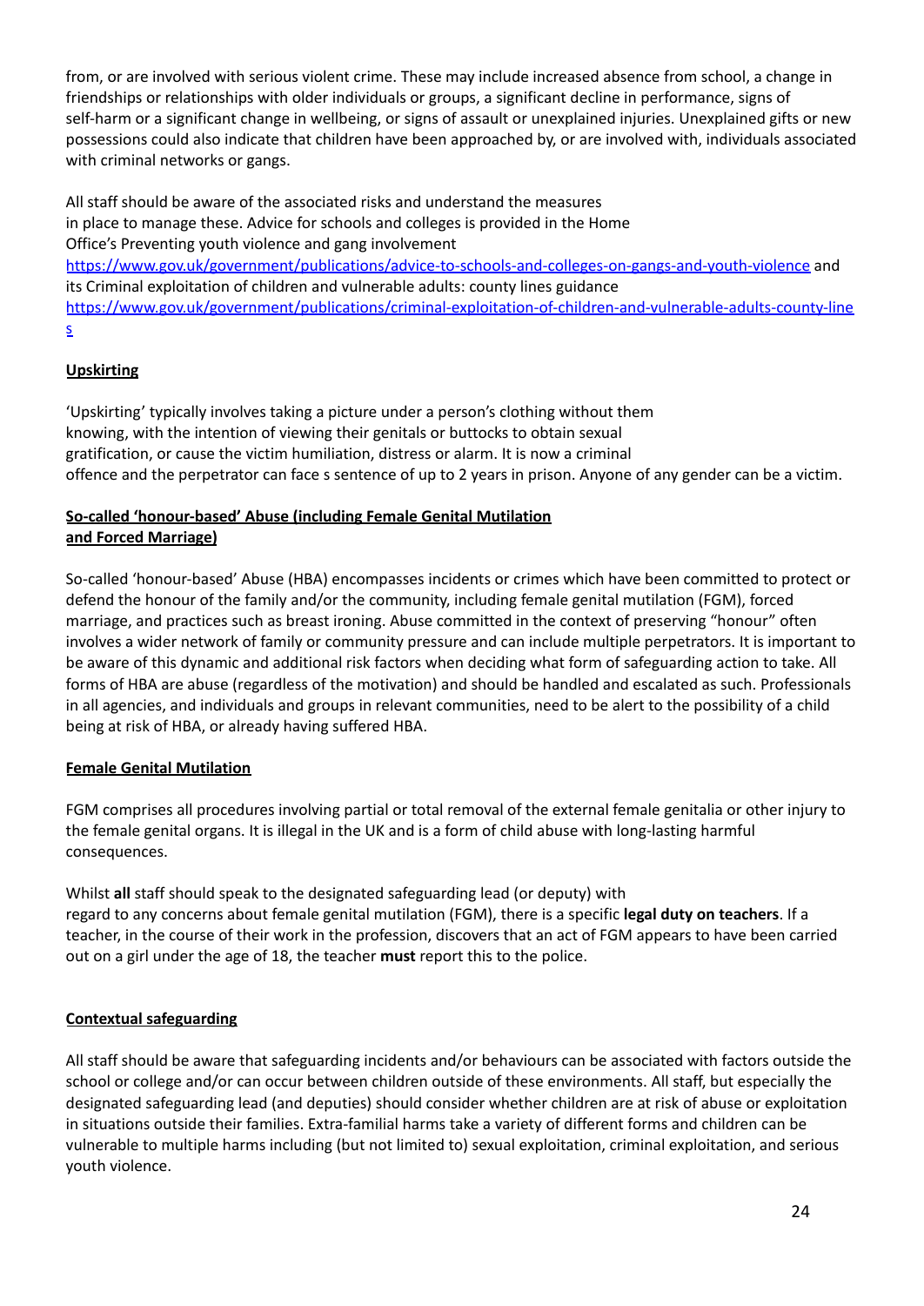from, or are involved with serious violent crime. These may include increased absence from school, a change in friendships or relationships with older individuals or groups, a significant decline in performance, signs of self-harm or a significant change in wellbeing, or signs of assault or unexplained injuries. Unexplained gifts or new possessions could also indicate that children have been approached by, or are involved with, individuals associated with criminal networks or gangs.

All staff should be aware of the associated risks and understand the measures in place to manage these. Advice for schools and colleges is provided in the Home Office's Preventing youth violence and gang involvement https://www.gov.uk/government/publications/advice-to-schools-and-colleges-on-gangs-and-youth-violence and its Criminal exploitation of children and vulnerable adults: county lines guidance https://www.gov.uk/government/publications/criminal-exploitation-of-children-and-vulnerable-adults-county-lines

**Upskirting**

'Upskirting' typically involves taking a picture under a person's clothing without them knowing, with the intention of viewing their genitals or buttocks to obtain sexual gratification, or cause the victim humiliation, distress or alarm. It is now a criminal offence and the perpetrator can face s sentence of up to 2 years in prison. Anyone of any gender can be a victim.

**So-called 'honour-based' Abuse (including Female Genital Mutilation and Forced Marriage)**

So-called 'honour-based' Abuse (HBA) encompasses incidents or crimes which have been committed to protect or defend the honour of the family and/or the community, including female genital mutilation (FGM), forced marriage, and practices such as breast ironing. Abuse committed in the context of preserving "honour" often involves a wider network of family or community pressure and can include multiple perpetrators. It is important to be aware of this dynamic and additional risk factors when deciding what form of safeguarding action to take. All forms of HBA are abuse (regardless of the motivation) and should be handled and escalated as such. Professionals in all agencies, and individuals and groups in relevant communities, need to be alert to the possibility of a child being at risk of HBA, or already having suffered HBA.

**Female Genital Mutilation**

FGM comprises all procedures involving partial or total removal of the external female genitalia or other injury to the female genital organs. It is illegal in the UK and is a form of child abuse with long-lasting harmful consequences.

Whilst **all** staff should speak to the designated safeguarding lead (or deputy) with regard to any concerns about female genital mutilation (FGM), there is a specific **legal duty on teachers**. If a teacher, in the course of their work in the profession, discovers that an act of FGM appears to have been carried out on a girl under the age of 18, the teacher **must** report this to the police.

**Contextual safeguarding**

All staff should be aware that safeguarding incidents and/or behaviours can be associated with factors outside the school or college and/or can occur between children outside of these environments. All staff, but especially the designated safeguarding lead (and deputies) should consider whether children are at risk of abuse or exploitation in situations outside their families. Extra-familial harms take a variety of different forms and children can be vulnerable to multiple harms including (but not limited to) sexual exploitation, criminal exploitation, and serious youth violence.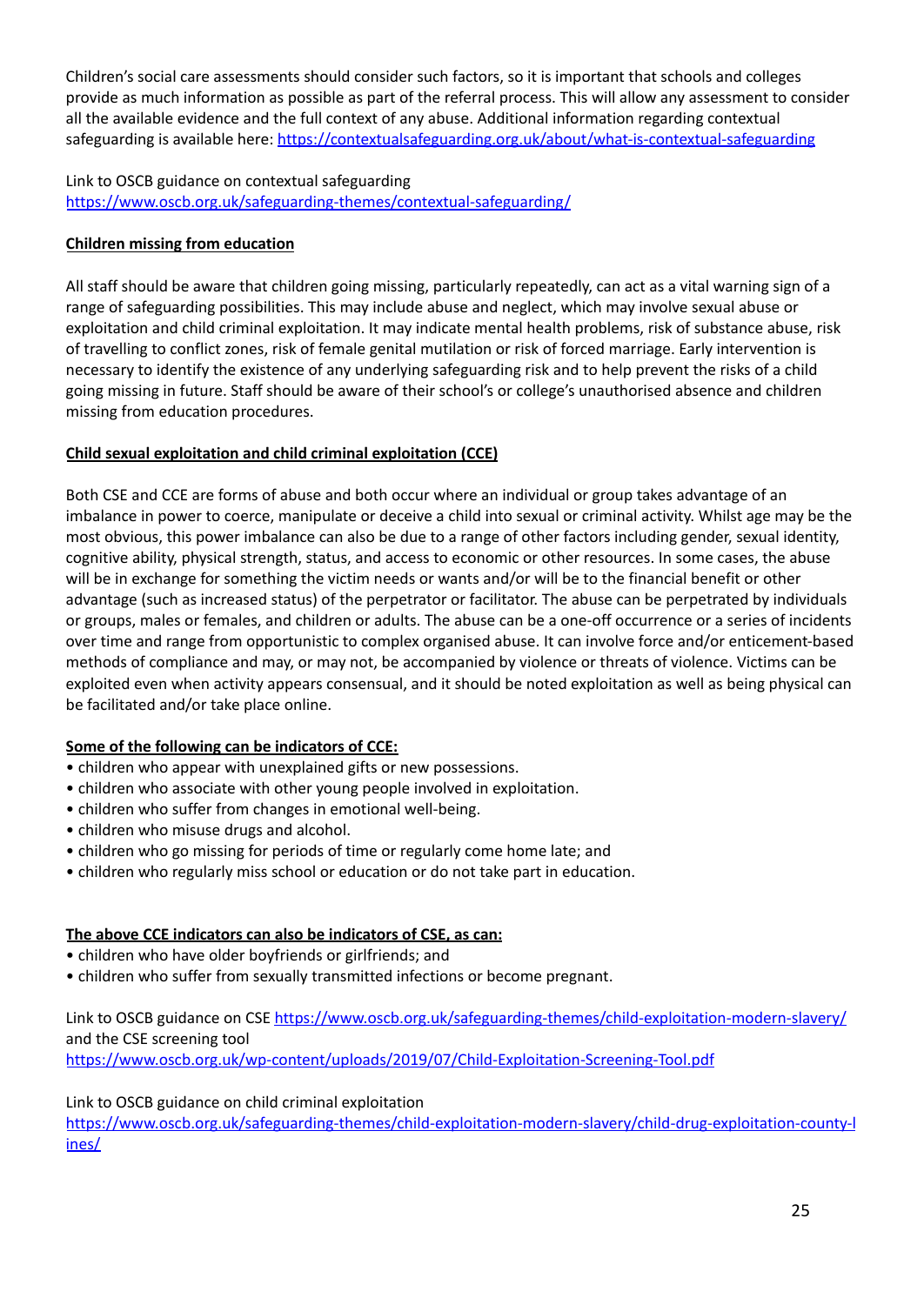Children's social care assessments should consider such factors, so it is important that schools and colleges provide as much information as possible as part of the referral process. This will allow any assessment to consider all the available evidence and the full context of any abuse. Additional information regarding contextual safeguarding is available here: [https://contextualsafeguarding.org.uk/about/what-is-contextual-safeguarding](https://contextualsafeguarding.org.uk/about/what-is-contextual-safeguarding)

Link to OSCB guidance on contextual safeguarding
[https://www.oscb.org.uk/safeguarding-themes/contextual-safeguarding/](https://www.oscb.org.uk/safeguarding-themes/contextual-safeguarding/)

**Children missing from education**

All staff should be aware that children going missing, particularly repeatedly, can act as a vital warning sign of a range of safeguarding possibilities. This may include abuse and neglect, which may involve sexual abuse or exploitation and child criminal exploitation. It may indicate mental health problems, risk of substance abuse, risk of travelling to conflict zones, risk of female genital mutilation or risk of forced marriage. Early intervention is necessary to identify the existence of any underlying safeguarding risk and to help prevent the risks of a child going missing in future. Staff should be aware of their school's or college's unauthorised absence and children missing from education procedures.

**Child sexual exploitation and child criminal exploitation (CCE)**

Both CSE and CCE are forms of abuse and both occur where an individual or group takes advantage of an imbalance in power to coerce, manipulate or deceive a child into sexual or criminal activity. Whilst age may be the most obvious, this power imbalance can also be due to a range of other factors including gender, sexual identity, cognitive ability, physical strength, status, and access to economic or other resources. In some cases, the abuse will be in exchange for something the victim needs or wants and/or will be to the financial benefit or other advantage (such as increased status) of the perpetrator or facilitator. The abuse can be perpetrated by individuals or groups, males or females, and children or adults. The abuse can be a one-off occurrence or a series of incidents over time and range from opportunistic to complex organised abuse. It can involve force and/or enticement-based methods of compliance and may, or may not, be accompanied by violence or threats of violence. Victims can be exploited even when activity appears consensual, and it should be noted exploitation as well as being physical can be facilitated and/or take place online.

**Some of the following can be indicators of CCE:**

- children who appear with unexplained gifts or new possessions.
- children who associate with other young people involved in exploitation.
- children who suffer from changes in emotional well-being.
- children who misuse drugs and alcohol.
- children who go missing for periods of time or regularly come home late; and
- children who regularly miss school or education or do not take part in education.

**The above CCE indicators can also be indicators of CSE, as can:**

- children who have older boyfriends or girlfriends; and
- children who suffer from sexually transmitted infections or become pregnant.

Link to OSCB guidance on CSE [https://www.oscb.org.uk/safeguarding-themes/child-exploitation-modern-slavery/](https://www.oscb.org.uk/safeguarding-themes/child-exploitation-modern-slavery/) and the CSE screening tool
[https://www.oscb.org.uk/wp-content/uploads/2019/07/Child-Exploitation-Screening-Tool.pdf](https://www.oscb.org.uk/wp-content/uploads/2019/07/Child-Exploitation-Screening-Tool.pdf)

Link to OSCB guidance on child criminal exploitation
[https://www.oscb.org.uk/safeguarding-themes/child-exploitation-modern-slavery/child-drug-exploitation-county-lines/](https://www.oscb.org.uk/safeguarding-themes/child-exploitation-modern-slavery/child-drug-exploitation-county-lines/)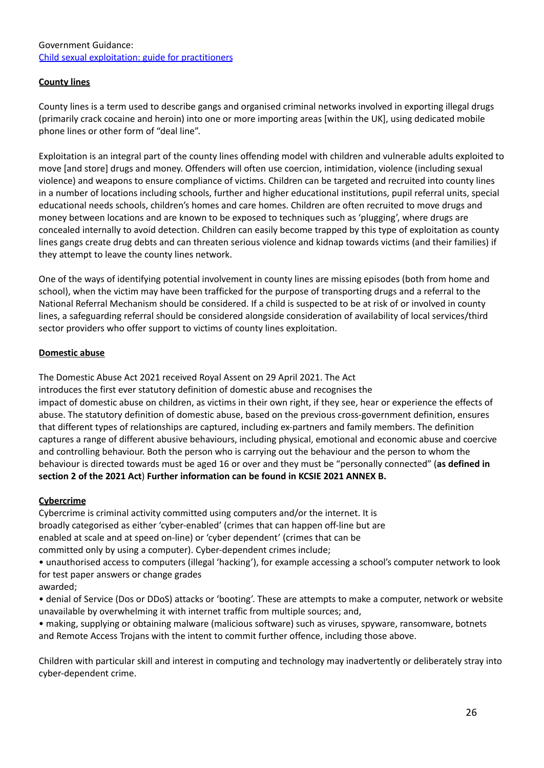Government Guidance:
[Child sexual exploitation: guide for practitioners]

**County lines**

County lines is a term used to describe gangs and organised criminal networks involved in exporting illegal drugs (primarily crack cocaine and heroin) into one or more importing areas [within the UK], using dedicated mobile phone lines or other form of "deal line".

Exploitation is an integral part of the county lines offending model with children and vulnerable adults exploited to move [and store] drugs and money. Offenders will often use coercion, intimidation, violence (including sexual violence) and weapons to ensure compliance of victims. Children can be targeted and recruited into county lines in a number of locations including schools, further and higher educational institutions, pupil referral units, special educational needs schools, children's homes and care homes. Children are often recruited to move drugs and money between locations and are known to be exposed to techniques such as 'plugging', where drugs are concealed internally to avoid detection. Children can easily become trapped by this type of exploitation as county lines gangs create drug debts and can threaten serious violence and kidnap towards victims (and their families) if they attempt to leave the county lines network.

One of the ways of identifying potential involvement in county lines are missing episodes (both from home and school), when the victim may have been trafficked for the purpose of transporting drugs and a referral to the National Referral Mechanism should be considered. If a child is suspected to be at risk of or involved in county lines, a safeguarding referral should be considered alongside consideration of availability of local services/third sector providers who offer support to victims of county lines exploitation.

**Domestic abuse**

The Domestic Abuse Act 2021 received Royal Assent on 29 April 2021. The Act introduces the first ever statutory definition of domestic abuse and recognises the impact of domestic abuse on children, as victims in their own right, if they see, hear or experience the effects of abuse. The statutory definition of domestic abuse, based on the previous cross-government definition, ensures that different types of relationships are captured, including ex-partners and family members. The definition captures a range of different abusive behaviours, including physical, emotional and economic abuse and coercive and controlling behaviour. Both the person who is carrying out the behaviour and the person to whom the behaviour is directed towards must be aged 16 or over and they must be "personally connected" (**as defined in section 2 of the 2021 Act**) **Further information can be found in KCSIE 2021 ANNEX B.**

**Cybercrime**

Cybercrime is criminal activity committed using computers and/or the internet. It is broadly categorised as either 'cyber-enabled' (crimes that can happen off-line but are enabled at scale and at speed on-line) or 'cyber dependent' (crimes that can be committed only by using a computer). Cyber-dependent crimes include;

- unauthorised access to computers (illegal 'hacking'), for example accessing a school's computer network to look for test paper answers or change grades awarded;
- denial of Service (Dos or DDoS) attacks or 'booting'. These are attempts to make a computer, network or website unavailable by overwhelming it with internet traffic from multiple sources; and,
- making, supplying or obtaining malware (malicious software) such as viruses, spyware, ransomware, botnets and Remote Access Trojans with the intent to commit further offence, including those above.

Children with particular skill and interest in computing and technology may inadvertently or deliberately stray into cyber-dependent crime.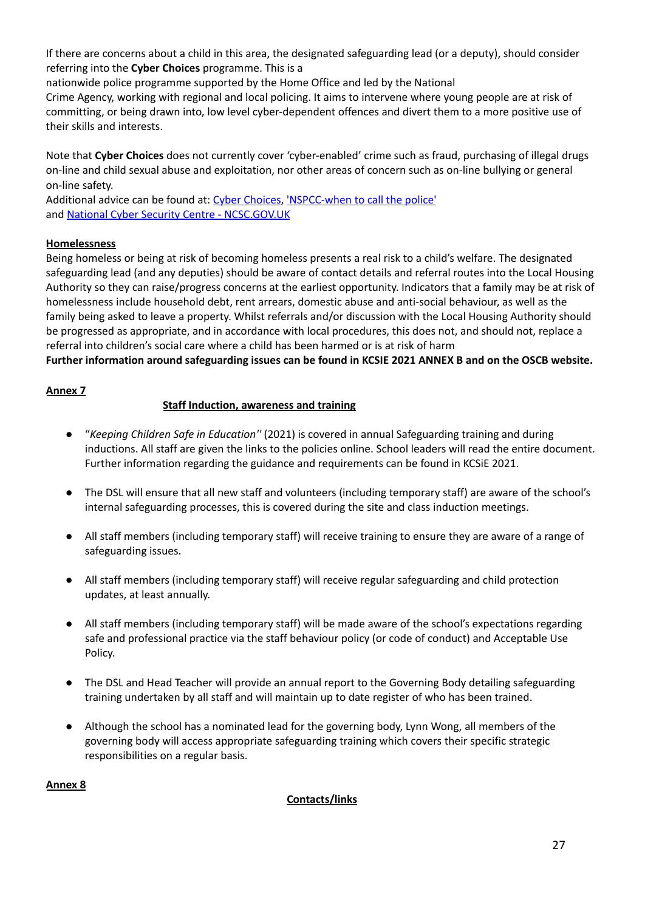If there are concerns about a child in this area, the designated safeguarding lead (or a deputy), should consider referring into the **Cyber Choices** programme. This is a nationwide police programme supported by the Home Office and led by the National Crime Agency, working with regional and local policing. It aims to intervene where young people are at risk of committing, or being drawn into, low level cyber-dependent offences and divert them to a more positive use of their skills and interests.

Note that **Cyber Choices** does not currently cover 'cyber-enabled' crime such as fraud, purchasing of illegal drugs on-line and child sexual abuse and exploitation, nor other areas of concern such as on-line bullying or general on-line safety.
Additional advice can be found at: [Cyber Choices](), ['NSPCC-when to call the police']()
and [National Cyber Security Centre - NCSC.GOV.UK]()

**Homelessness**

Being homeless or being at risk of becoming homeless presents a real risk to a child's welfare. The designated safeguarding lead (and any deputies) should be aware of contact details and referral routes into the Local Housing Authority so they can raise/progress concerns at the earliest opportunity. Indicators that a family may be at risk of homelessness include household debt, rent arrears, domestic abuse and anti-social behaviour, as well as the family being asked to leave a property. Whilst referrals and/or discussion with the Local Housing Authority should be progressed as appropriate, and in accordance with local procedures, this does not, and should not, replace a referral into children's social care where a child has been harmed or is at risk of harm

**Further information around safeguarding issues can be found in KCSIE 2021 ANNEX B and on the OSCB website.**

## Annex 7

### Staff Induction, awareness and training

- "*Keeping Children Safe in Education''* (2021) is covered in annual Safeguarding training and during inductions. All staff are given the links to the policies online. School leaders will read the entire document. Further information regarding the guidance and requirements can be found in KCSiE 2021.

- The DSL will ensure that all new staff and volunteers (including temporary staff) are aware of the school's internal safeguarding processes, this is covered during the site and class induction meetings.

- All staff members (including temporary staff) will receive training to ensure they are aware of a range of safeguarding issues.

- All staff members (including temporary staff) will receive regular safeguarding and child protection updates, at least annually.

- All staff members (including temporary staff) will be made aware of the school's expectations regarding safe and professional practice via the staff behaviour policy (or code of conduct) and Acceptable Use Policy.

- The DSL and Head Teacher will provide an annual report to the Governing Body detailing safeguarding training undertaken by all staff and will maintain up to date register of who has been trained.

- Although the school has a nominated lead for the governing body, Lynn Wong, all members of the governing body will access appropriate safeguarding training which covers their specific strategic responsibilities on a regular basis.

## Annex 8

### Contacts/links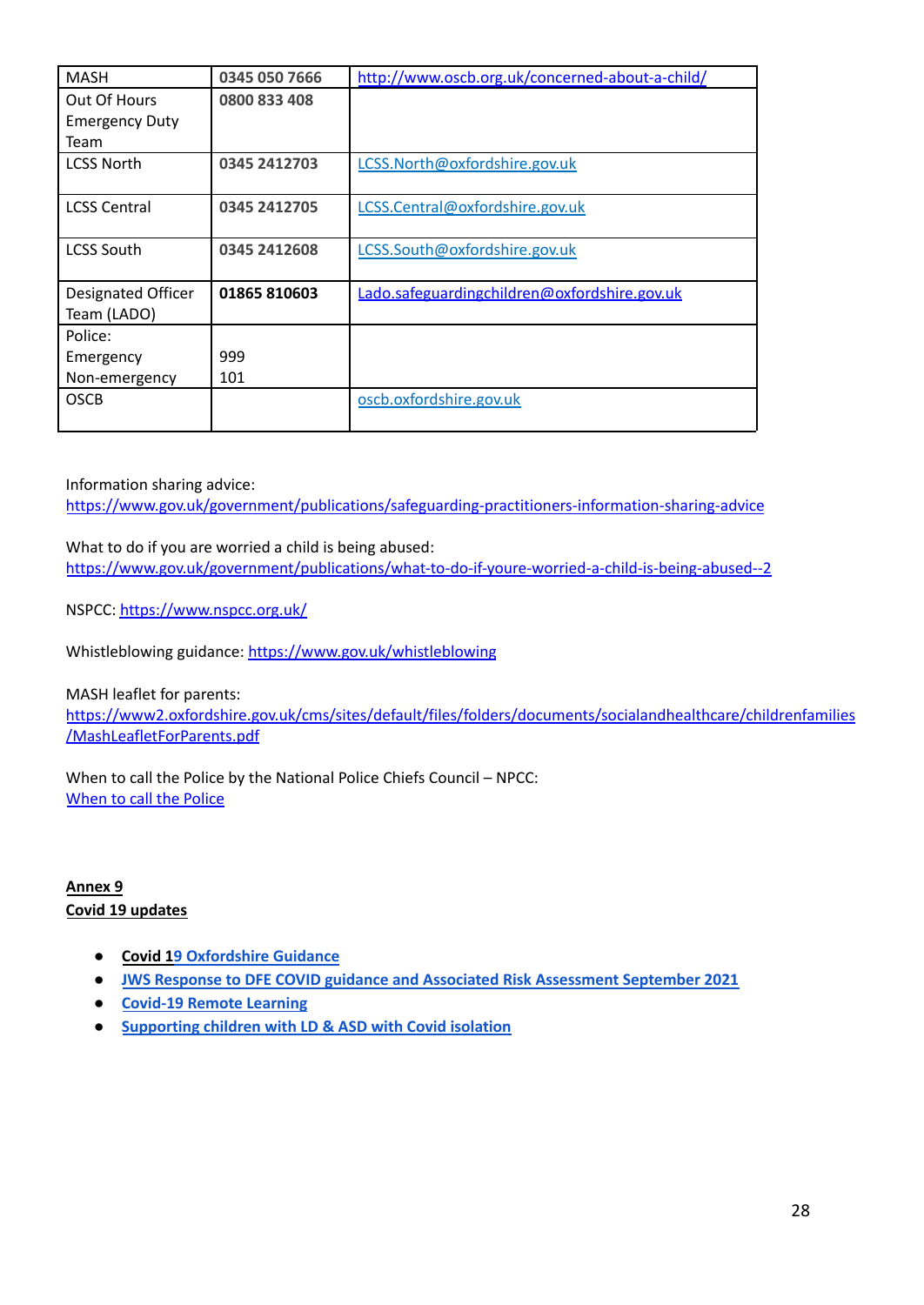| | | |
|---|---|---|
| MASH | **0345 050 7666** | [http://www.oscb.org.uk/concerned-about-a-child/](http://www.oscb.org.uk/concerned-about-a-child/) |
| Out Of Hours Emergency Duty Team | **0800 833 408** | |
| LCSS North | **0345 2412703** | LCSS.North@oxfordshire.gov.uk |
| LCSS Central | **0345 2412705** | LCSS.Central@oxfordshire.gov.uk |
| LCSS South | **0345 2412608** | LCSS.South@oxfordshire.gov.uk |
| Designated Officer Team (LADO) | **01865 810603** | Lado.safeguardingchildren@oxfordshire.gov.uk |
| Police: Emergency Non-emergency | 999 101 | |
| OSCB | | oscb.oxfordshire.gov.uk |

Information sharing advice:
https://www.gov.uk/government/publications/safeguarding-practitioners-information-sharing-advice

What to do if you are worried a child is being abused:
https://www.gov.uk/government/publications/what-to-do-if-youre-worried-a-child-is-being-abused--2

NSPCC: https://www.nspcc.org.uk/

Whistleblowing guidance: https://www.gov.uk/whistleblowing

MASH leaflet for parents:
https://www2.oxfordshire.gov.uk/cms/sites/default/files/folders/documents/socialandhealthcare/childrenfamilies/MashLeafletForParents.pdf

When to call the Police by the National Police Chiefs Council – NPCC:
When to call the Police

**Annex 9**
**Covid 19 updates**

- **Covid 19 Oxfordshire Guidance**
- **JWS Response to DFE COVID guidance and Associated Risk Assessment September 2021**
- **Covid-19 Remote Learning**
- **Supporting children with LD & ASD with Covid isolation**